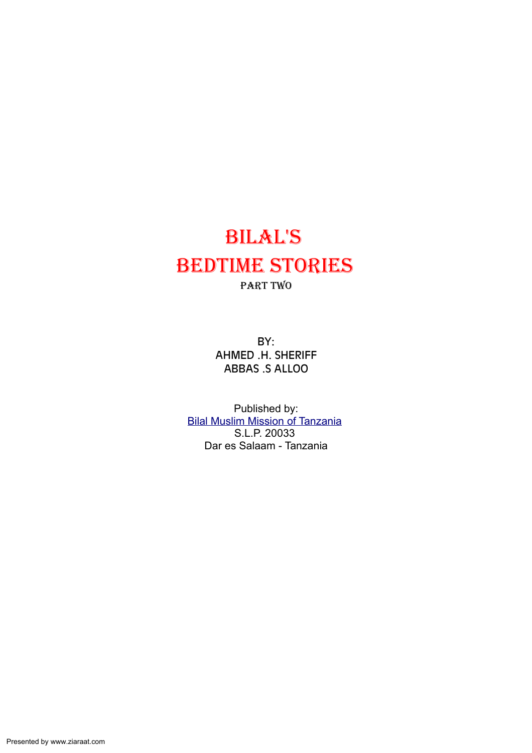# BILAL'S BEDTIME STORIES

## PART TWO

BY:
AHMED .H. SHERIFF
ABBAS .S ALLOO

Published by:
Bilal Muslim Mission of Tanzania
S.L.P. 20033
Dar es Salaam - Tanzania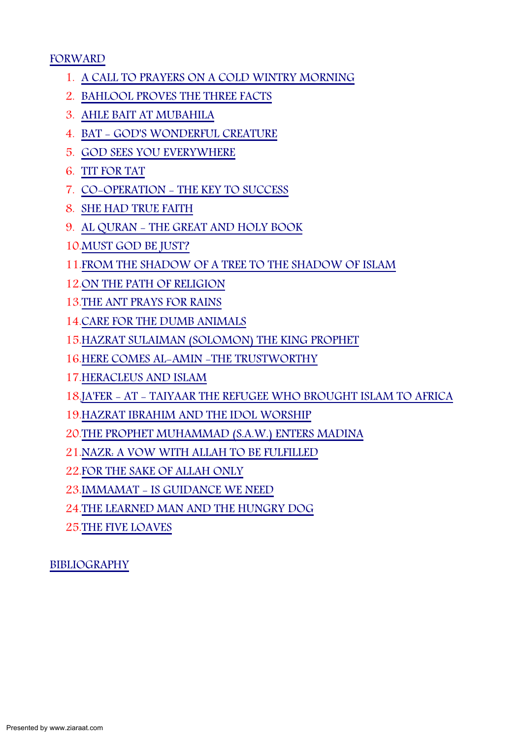FORWARD

1. A CALL TO PRAYERS ON A COLD WINTRY MORNING
2. BAHLOOL PROVES THE THREE FACTS
3. AHLE BAIT AT MUBAHILA
4. BAT - GOD'S WONDERFUL CREATURE
5. GOD SEES YOU EVERYWHERE
6. TIT FOR TAT
7. CO-OPERATION - THE KEY TO SUCCESS
8. SHE HAD TRUE FAITH
9. AL QURAN - THE GREAT AND HOLY BOOK
10. MUST GOD BE JUST?
11. FROM THE SHADOW OF A TREE TO THE SHADOW OF ISLAM
12. ON THE PATH OF RELIGION
13. THE ANT PRAYS FOR RAINS
14. CARE FOR THE DUMB ANIMALS
15. HAZRAT SULAIMAN (SOLOMON) THE KING PROPHET
16. HERE COMES AL-AMIN -THE TRUSTWORTHY
17. HERACLEUS AND ISLAM
18. JA'FER - AT - TAIYAAR THE REFUGEE WHO BROUGHT ISLAM TO AFRICA
19. HAZRAT IBRAHIM AND THE IDOL WORSHIP
20. THE PROPHET MUHAMMAD (S.A.W.) ENTERS MADINA
21. NAZR: A VOW WITH ALLAH TO BE FULFILLED
22. FOR THE SAKE OF ALLAH ONLY
23. IMMAMAT - IS GUIDANCE WE NEED
24. THE LEARNED MAN AND THE HUNGRY DOG
25. THE FIVE LOAVES

BIBLIOGRAPHY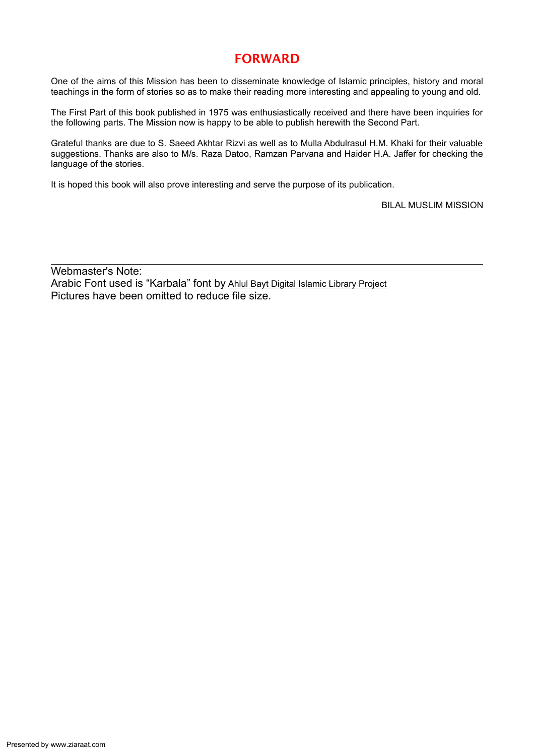# FORWARD

One of the aims of this Mission has been to disseminate knowledge of Islamic principles, history and moral teachings in the form of stories so as to make their reading more interesting and appealing to young and old.

The First Part of this book published in 1975 was enthusiastically received and there have been inquiries for the following parts. The Mission now is happy to be able to publish herewith the Second Part.

Grateful thanks are due to S. Saeed Akhtar Rizvi as well as to Mulla Abdulrasul H.M. Khaki for their valuable suggestions. Thanks are also to M/s. Raza Datoo, Ramzan Parvana and Haider H.A. Jaffer for checking the language of the stories.

It is hoped this book will also prove interesting and serve the purpose of its publication.

BILAL MUSLIM MISSION

---

Webmaster's Note:
Arabic Font used is “Karbala” font by Ahlul Bayt Digital Islamic Library Project
Pictures have been omitted to reduce file size.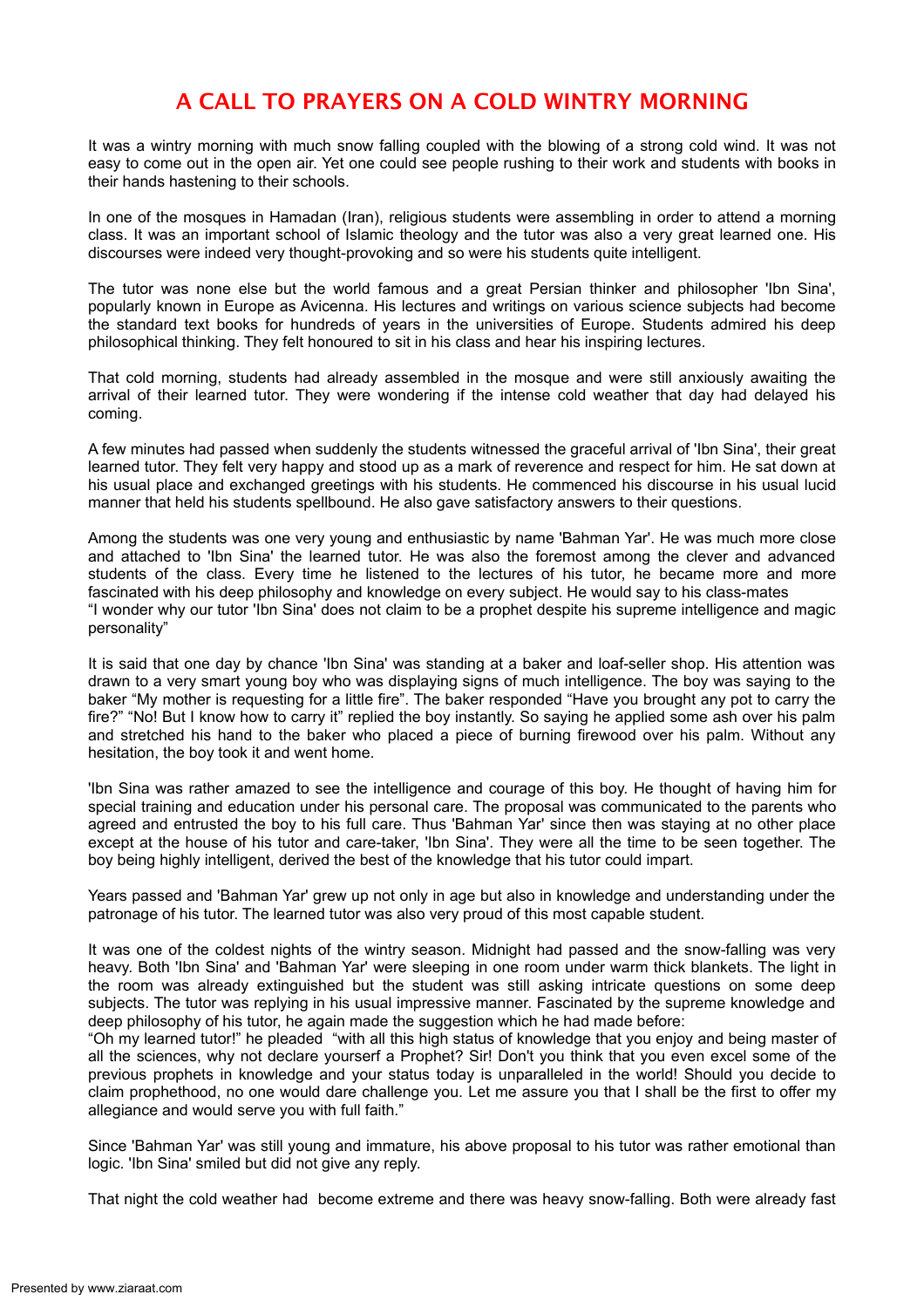# A CALL TO PRAYERS ON A COLD WINTRY MORNING

It was a wintry morning with much snow falling coupled with the blowing of a strong cold wind. It was not easy to come out in the open air. Yet one could see people rushing to their work and students with books in their hands hastening to their schools.

In one of the mosques in Hamadan (Iran), religious students were assembling in order to attend a morning class. It was an important school of Islamic theology and the tutor was also a very great learned one. His discourses were indeed very thought-provoking and so were his students quite intelligent.

The tutor was none else but the world famous and a great Persian thinker and philosopher 'Ibn Sina', popularly known in Europe as Avicenna. His lectures and writings on various science subjects had become the standard text books for hundreds of years in the universities of Europe. Students admired his deep philosophical thinking. They felt honoured to sit in his class and hear his inspiring lectures.

That cold morning, students had already assembled in the mosque and were still anxiously awaiting the arrival of their learned tutor. They were wondering if the intense cold weather that day had delayed his coming.

A few minutes had passed when suddenly the students witnessed the graceful arrival of 'Ibn Sina', their great learned tutor. They felt very happy and stood up as a mark of reverence and respect for him. He sat down at his usual place and exchanged greetings with his students. He commenced his discourse in his usual lucid manner that held his students spellbound. He also gave satisfactory answers to their questions.

Among the students was one very young and enthusiastic by name 'Bahman Yar'. He was much more close and attached to 'Ibn Sina' the learned tutor. He was also the foremost among the clever and advanced students of the class. Every time he listened to the lectures of his tutor, he became more and more fascinated with his deep philosophy and knowledge on every subject. He would say to his class-mates
"I wonder why our tutor 'Ibn Sina' does not claim to be a prophet despite his supreme intelligence and magic personality"

It is said that one day by chance 'Ibn Sina' was standing at a baker and loaf-seller shop. His attention was drawn to a very smart young boy who was displaying signs of much intelligence. The boy was saying to the baker "My mother is requesting for a little fire". The baker responded "Have you brought any pot to carry the fire?" "No! But I know how to carry it" replied the boy instantly. So saying he applied some ash over his palm and stretched his hand to the baker who placed a piece of burning firewood over his palm. Without any hesitation, the boy took it and went home.

'Ibn Sina was rather amazed to see the intelligence and courage of this boy. He thought of having him for special training and education under his personal care. The proposal was communicated to the parents who agreed and entrusted the boy to his full care. Thus 'Bahman Yar' since then was staying at no other place except at the house of his tutor and care-taker, 'Ibn Sina'. They were all the time to be seen together. The boy being highly intelligent, derived the best of the knowledge that his tutor could impart.

Years passed and 'Bahman Yar' grew up not only in age but also in knowledge and understanding under the patronage of his tutor. The learned tutor was also very proud of this most capable student.

It was one of the coldest nights of the wintry season. Midnight had passed and the snow-falling was very heavy. Both 'Ibn Sina' and 'Bahman Yar' were sleeping in one room under warm thick blankets. The light in the room was already extinguished but the student was still asking intricate questions on some deep subjects. The tutor was replying in his usual impressive manner. Fascinated by the supreme knowledge and deep philosophy of his tutor, he again made the suggestion which he had made before:
"Oh my learned tutor!" he pleaded "with all this high status of knowledge that you enjoy and being master of all the sciences, why not declare yourserf a Prophet? Sir! Don't you think that you even excel some of the previous prophets in knowledge and your status today is unparalleled in the world! Should you decide to claim prophethood, no one would dare challenge you. Let me assure you that I shall be the first to offer my allegiance and would serve you with full faith."

Since 'Bahman Yar' was still young and immature, his above proposal to his tutor was rather emotional than logic. 'Ibn Sina' smiled but did not give any reply.

That night the cold weather had become extreme and there was heavy snow-falling. Both were already fast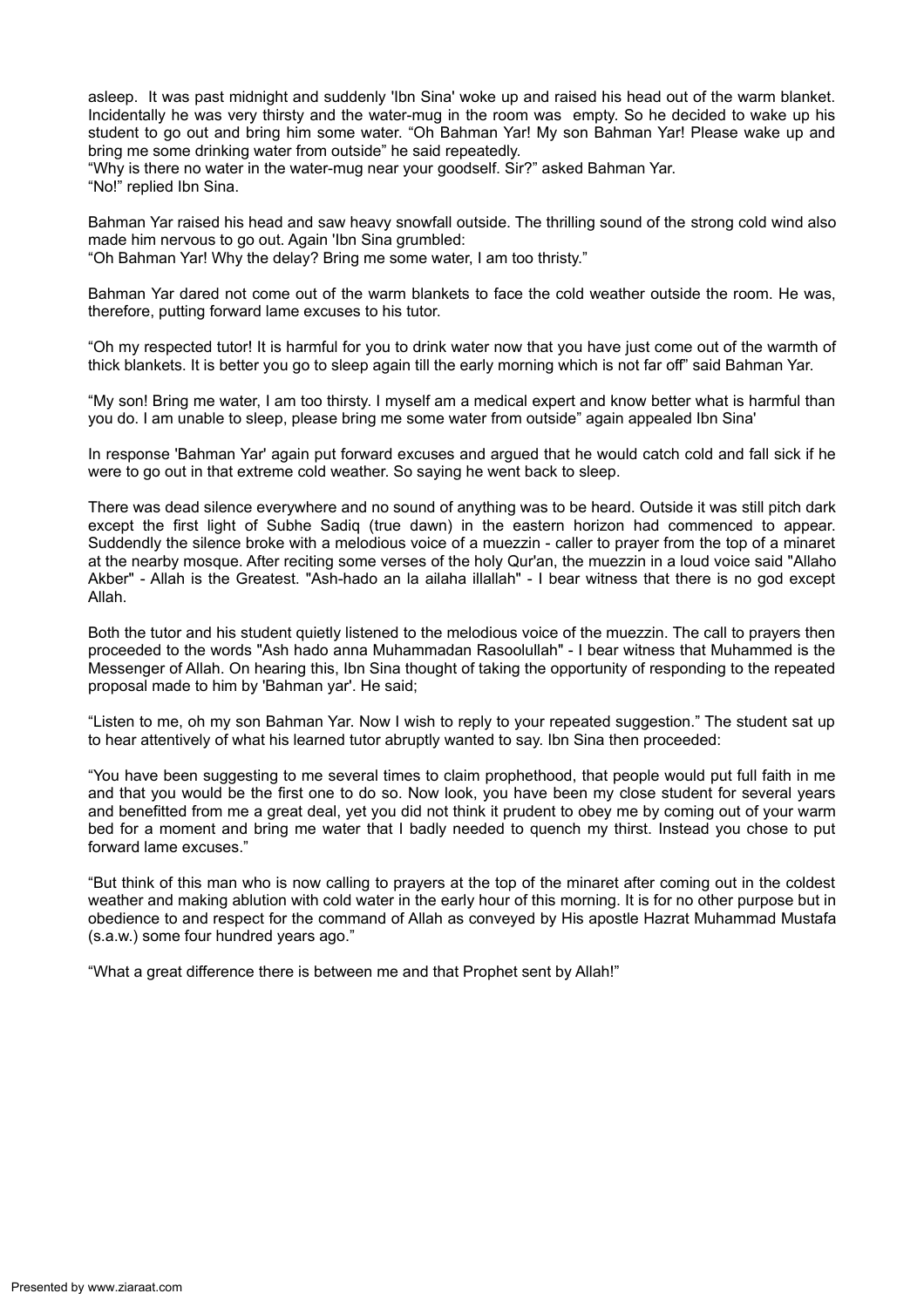asleep. It was past midnight and suddenly 'Ibn Sina' woke up and raised his head out of the warm blanket. Incidentally he was very thirsty and the water-mug in the room was empty. So he decided to wake up his student to go out and bring him some water. “Oh Bahman Yar! My son Bahman Yar! Please wake up and bring me some drinking water from outside” he said repeatedly.
“Why is there no water in the water-mug near your goodself. Sir?” asked Bahman Yar.
“No!” replied Ibn Sina.

Bahman Yar raised his head and saw heavy snowfall outside. The thrilling sound of the strong cold wind also made him nervous to go out. Again 'Ibn Sina grumbled:
“Oh Bahman Yar! Why the delay? Bring me some water, I am too thristy.”

Bahman Yar dared not come out of the warm blankets to face the cold weather outside the room. He was, therefore, putting forward lame excuses to his tutor.

“Oh my respected tutor! It is harmful for you to drink water now that you have just come out of the warmth of thick blankets. It is better you go to sleep again till the early morning which is not far off” said Bahman Yar.

“My son! Bring me water, I am too thirsty. I myself am a medical expert and know better what is harmful than you do. I am unable to sleep, please bring me some water from outside” again appealed Ibn Sina'

In response 'Bahman Yar' again put forward excuses and argued that he would catch cold and fall sick if he were to go out in that extreme cold weather. So saying he went back to sleep.

There was dead silence everywhere and no sound of anything was to be heard. Outside it was still pitch dark except the first light of Subhe Sadiq (true dawn) in the eastern horizon had commenced to appear. Suddendly the silence broke with a melodious voice of a muezzin - caller to prayer from the top of a minaret at the nearby mosque. After reciting some verses of the holy Qur'an, the muezzin in a loud voice said "Allaho Akber" - Allah is the Greatest. "Ash-hado an la ailaha illallah" - I bear witness that there is no god except Allah.

Both the tutor and his student quietly listened to the melodious voice of the muezzin. The call to prayers then proceeded to the words "Ash hado anna Muhammadan Rasoolullah" - I bear witness that Muhammed is the Messenger of Allah. On hearing this, Ibn Sina thought of taking the opportunity of responding to the repeated proposal made to him by 'Bahman yar'. He said;

“Listen to me, oh my son Bahman Yar. Now I wish to reply to your repeated suggestion.” The student sat up to hear attentively of what his learned tutor abruptly wanted to say. Ibn Sina then proceeded:

“You have been suggesting to me several times to claim prophethood, that people would put full faith in me and that you would be the first one to do so. Now look, you have been my close student for several years and benefitted from me a great deal, yet you did not think it prudent to obey me by coming out of your warm bed for a moment and bring me water that I badly needed to quench my thirst. Instead you chose to put forward lame excuses.”

“But think of this man who is now calling to prayers at the top of the minaret after coming out in the coldest weather and making ablution with cold water in the early hour of this morning. It is for no other purpose but in obedience to and respect for the command of Allah as conveyed by His apostle Hazrat Muhammad Mustafa (s.a.w.) some four hundred years ago.”

“What a great difference there is between me and that Prophet sent by Allah!”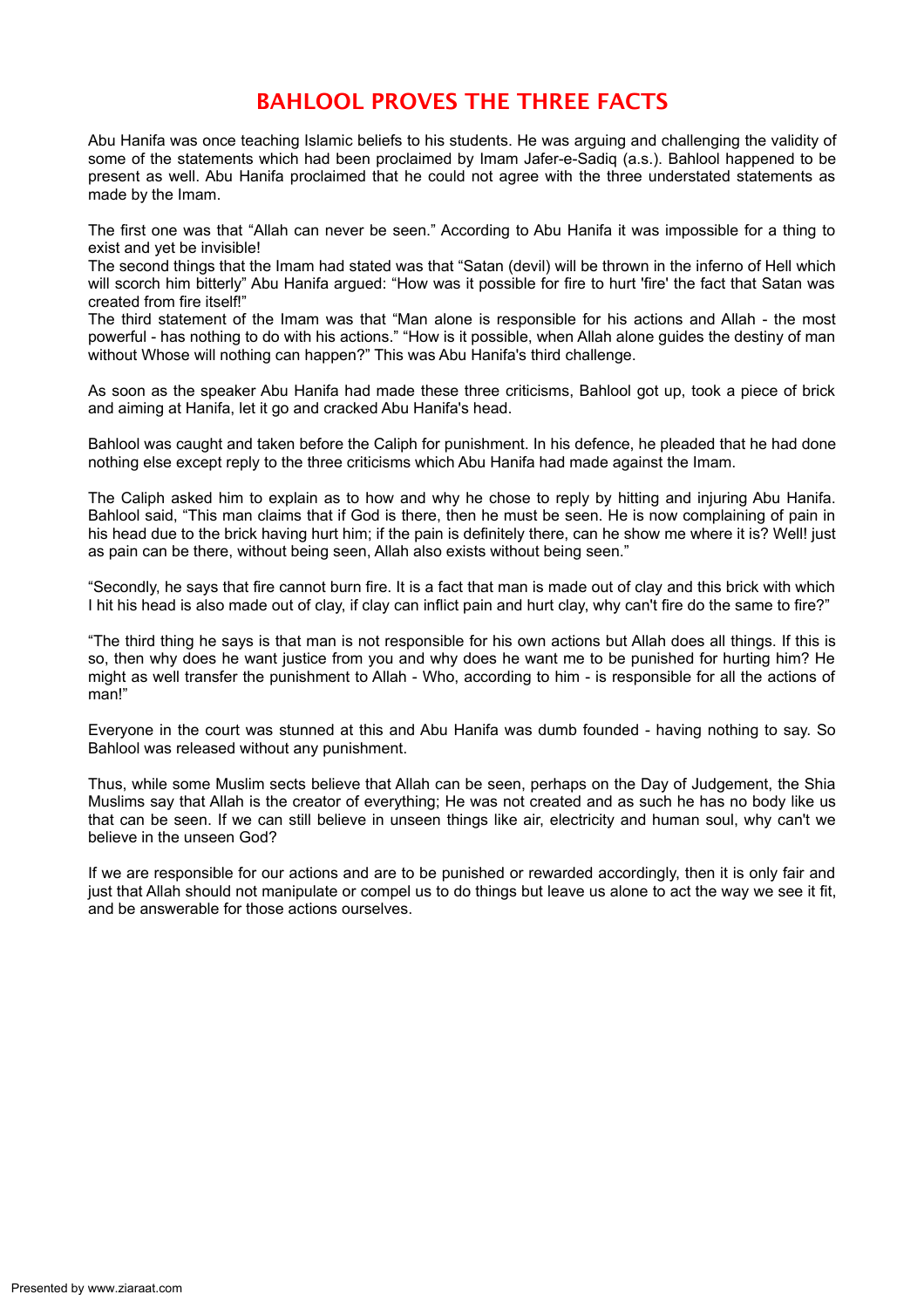# BAHLOOL PROVES THE THREE FACTS

Abu Hanifa was once teaching Islamic beliefs to his students. He was arguing and challenging the validity of some of the statements which had been proclaimed by Imam Jafer-e-Sadiq (a.s.). Bahlool happened to be present as well. Abu Hanifa proclaimed that he could not agree with the three understated statements as made by the Imam.

The first one was that "Allah can never be seen." According to Abu Hanifa it was impossible for a thing to exist and yet be invisible!

The second things that the Imam had stated was that "Satan (devil) will be thrown in the inferno of Hell which will scorch him bitterly" Abu Hanifa argued: "How was it possible for fire to hurt 'fire' the fact that Satan was created from fire itself!"

The third statement of the Imam was that "Man alone is responsible for his actions and Allah - the most powerful - has nothing to do with his actions." "How is it possible, when Allah alone guides the destiny of man without Whose will nothing can happen?" This was Abu Hanifa's third challenge.

As soon as the speaker Abu Hanifa had made these three criticisms, Bahlool got up, took a piece of brick and aiming at Hanifa, let it go and cracked Abu Hanifa's head.

Bahlool was caught and taken before the Caliph for punishment. In his defence, he pleaded that he had done nothing else except reply to the three criticisms which Abu Hanifa had made against the Imam.

The Caliph asked him to explain as to how and why he chose to reply by hitting and injuring Abu Hanifa. Bahlool said, "This man claims that if God is there, then he must be seen. He is now complaining of pain in his head due to the brick having hurt him; if the pain is definitely there, can he show me where it is? Well! just as pain can be there, without being seen, Allah also exists without being seen."

"Secondly, he says that fire cannot burn fire. It is a fact that man is made out of clay and this brick with which I hit his head is also made out of clay, if clay can inflict pain and hurt clay, why can't fire do the same to fire?"

"The third thing he says is that man is not responsible for his own actions but Allah does all things. If this is so, then why does he want justice from you and why does he want me to be punished for hurting him? He might as well transfer the punishment to Allah - Who, according to him - is responsible for all the actions of man!"

Everyone in the court was stunned at this and Abu Hanifa was dumb founded - having nothing to say. So Bahlool was released without any punishment.

Thus, while some Muslim sects believe that Allah can be seen, perhaps on the Day of Judgement, the Shia Muslims say that Allah is the creator of everything; He was not created and as such he has no body like us that can be seen. If we can still believe in unseen things like air, electricity and human soul, why can't we believe in the unseen God?

If we are responsible for our actions and are to be punished or rewarded accordingly, then it is only fair and just that Allah should not manipulate or compel us to do things but leave us alone to act the way we see it fit, and be answerable for those actions ourselves.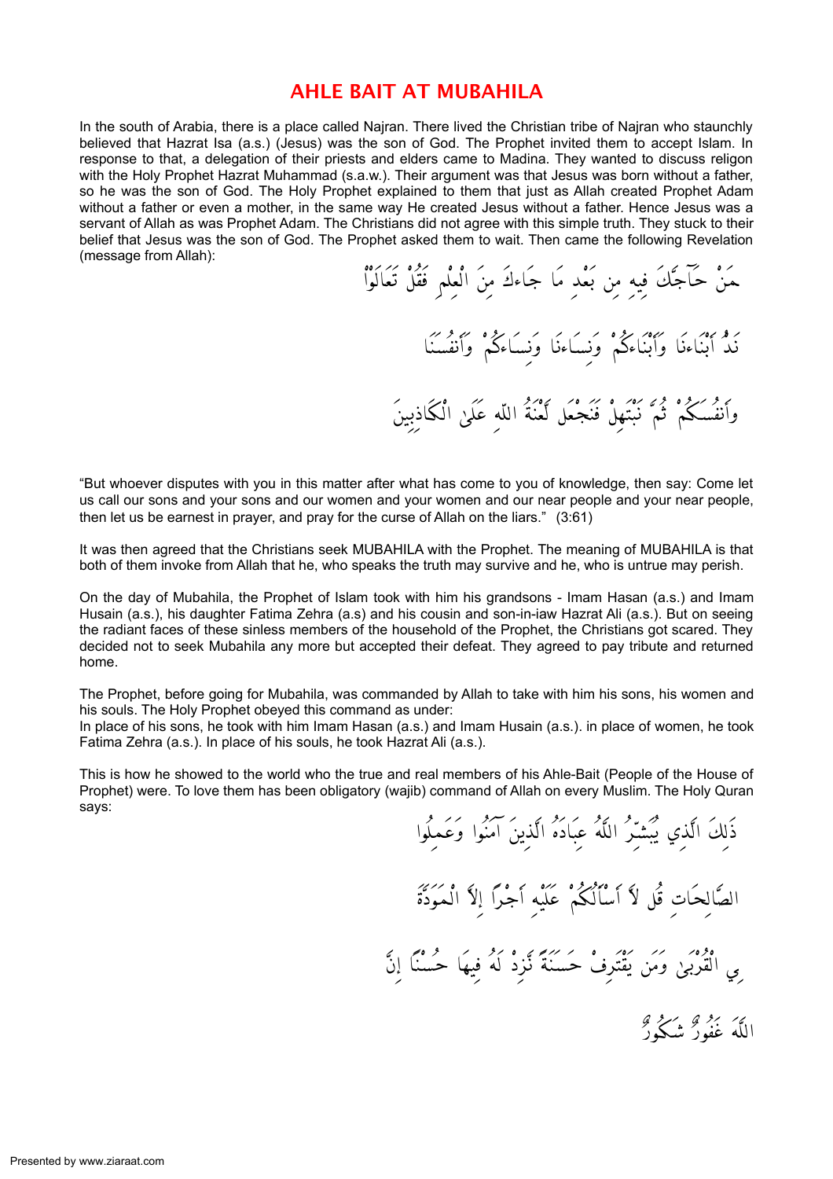# AHLE BAIT AT MUBAHILA

In the south of Arabia, there is a place called Najran. There lived the Christian tribe of Najran who staunchly believed that Hazrat Isa (a.s.) (Jesus) was the son of God. The Prophet invited them to accept Islam. In response to that, a delegation of their priests and elders came to Madina. They wanted to discuss religon with the Holy Prophet Hazrat Muhammad (s.a.w.). Their argument was that Jesus was born without a father, so he was the son of God. The Holy Prophet explained to them that just as Allah created Prophet Adam without a father or even a mother, in the same way He created Jesus without a father. Hence Jesus was a servant of Allah as was Prophet Adam. The Christians did not agree with this simple truth. They stuck to their belief that Jesus was the son of God. The Prophet asked them to wait. Then came the following Revelation (message from Allah):

فَمَنْ حَآجَّكَ فِيهِ مِن بَعْدِ مَا جَاءكَ مِنَ الْعِلْمِ فَقُلْ تَعَالَوْاْ

نَدْعُ أَبْنَاءنَا وَأَبْنَاءكُمْ وَنِسَاءنَا وَنِسَاءكُمْ وَأَنفُسَنَا

وأَنفُسَكُمْ ثُمَّ نَبْتَهِلْ فَنَجْعَل لَّعْنَةُ اللّهِ عَلَى الْكَاذِبِينَ

"But whoever disputes with you in this matter after what has come to you of knowledge, then say: Come let us call our sons and your sons and our women and your women and our near people and your near people, then let us be earnest in prayer, and pray for the curse of Allah on the liars." (3:61)

It was then agreed that the Christians seek MUBAHILA with the Prophet. The meaning of MUBAHILA is that both of them invoke from Allah that he, who speaks the truth may survive and he, who is untrue may perish.

On the day of Mubahila, the Prophet of Islam took with him his grandsons - Imam Hasan (a.s.) and Imam Husain (a.s.), his daughter Fatima Zehra (a.s) and his cousin and son-in-iaw Hazrat Ali (a.s.). But on seeing the radiant faces of these sinless members of the household of the Prophet, the Christians got scared. They decided not to seek Mubahila any more but accepted their defeat. They agreed to pay tribute and returned home.

The Prophet, before going for Mubahila, was commanded by Allah to take with him his sons, his women and his souls. The Holy Prophet obeyed this command as under:
In place of his sons, he took with him Imam Hasan (a.s.) and Imam Husain (a.s.). in place of women, he took Fatima Zehra (a.s.). In place of his souls, he took Hazrat Ali (a.s.).

This is how he showed to the world who the true and real members of his Ahle-Bait (People of the House of Prophet) were. To love them has been obligatory (wajib) command of Allah on every Muslim. The Holy Quran says:

ذَلِكَ الَّذِي يُبَشِّرُ اللَّهُ عِبَادَهُ الَّذِينَ آمَنُوا وَعَمِلُوا

الصَّالِحَاتِ قُل لَّا أَسْأَلُكُمْ عَلَيْهِ أَجْرًا إِلَّا الْمَوَدَّةَ

فِي الْقُرْبَى وَمَن يَقْتَرِفْ حَسَنَةً نَّزِدْ لَهُ فِيهَا حُسْنًا إِنَّ

اللَّهَ غَفُورٌ شَكُورٌ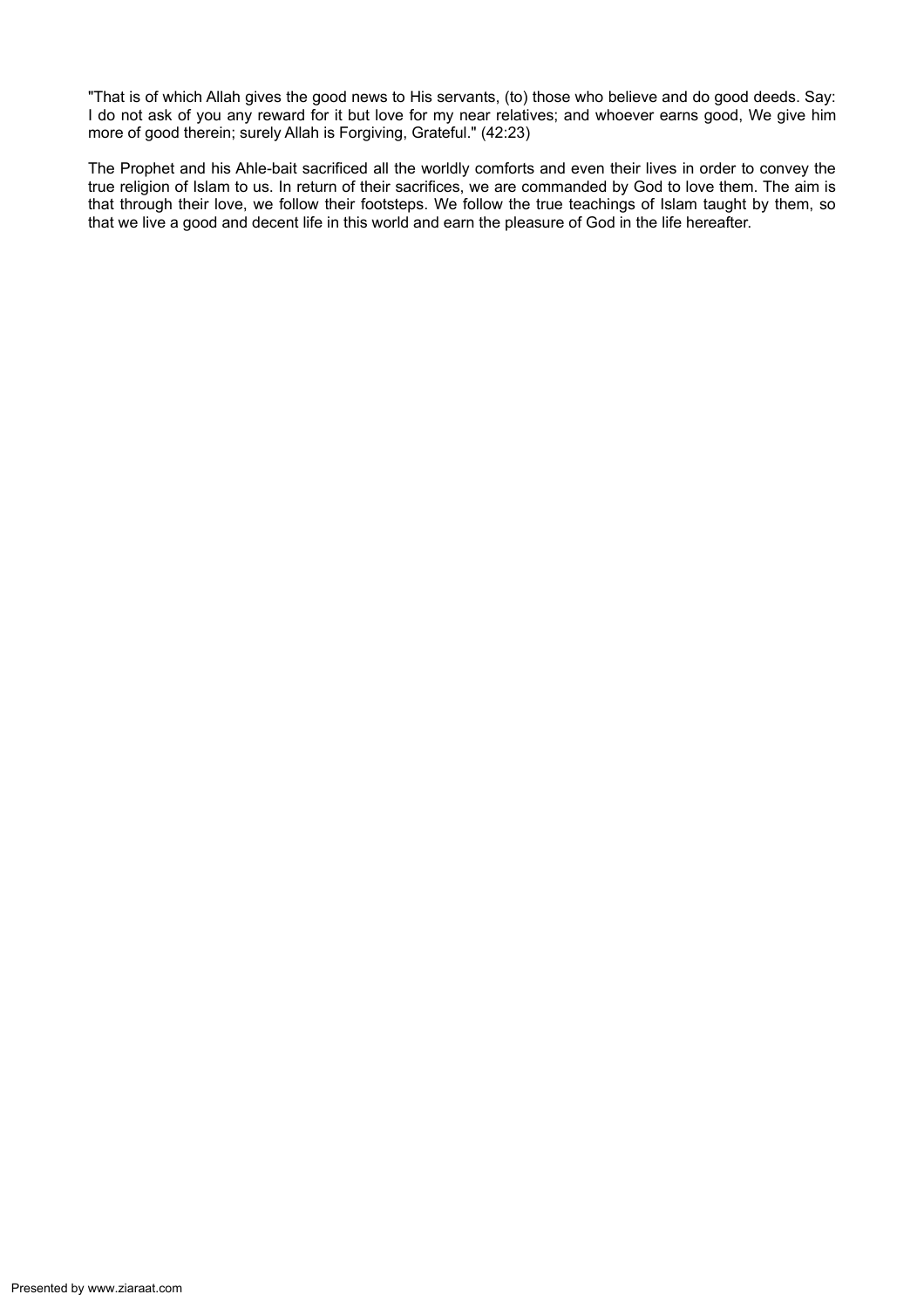"That is of which Allah gives the good news to His servants, (to) those who believe and do good deeds. Say: I do not ask of you any reward for it but love for my near relatives; and whoever earns good, We give him more of good therein; surely Allah is Forgiving, Grateful." (42:23)

The Prophet and his Ahle-bait sacrificed all the worldly comforts and even their lives in order to convey the true religion of Islam to us. In return of their sacrifices, we are commanded by God to love them. The aim is that through their love, we follow their footsteps. We follow the true teachings of Islam taught by them, so that we live a good and decent life in this world and earn the pleasure of God in the life hereafter.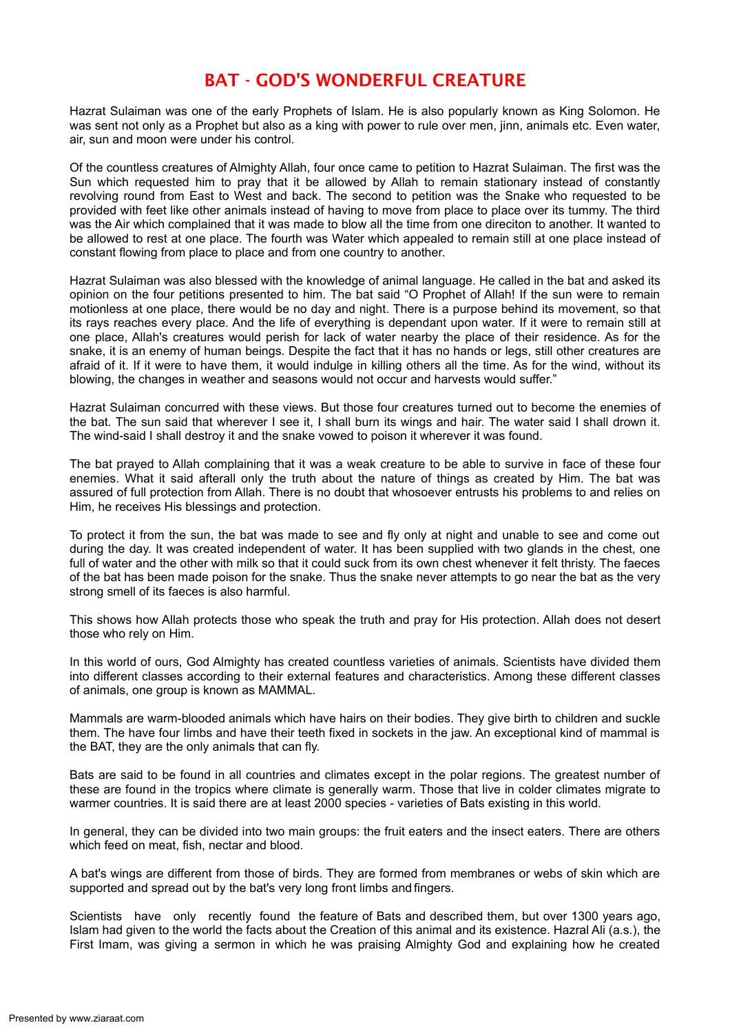# BAT - GOD'S WONDERFUL CREATURE

Hazrat Sulaiman was one of the early Prophets of Islam. He is also popularly known as King Solomon. He was sent not only as a Prophet but also as a king with power to rule over men, jinn, animals etc. Even water, air, sun and moon were under his control.

Of the countless creatures of Almighty Allah, four once came to petition to Hazrat Sulaiman. The first was the Sun which requested him to pray that it be allowed by Allah to remain stationary instead of constantly revolving round from East to West and back. The second to petition was the Snake who requested to be provided with feet like other animals instead of having to move from place to place over its tummy. The third was the Air which complained that it was made to blow all the time from one direciton to another. It wanted to be allowed to rest at one place. The fourth was Water which appealed to remain still at one place instead of constant flowing from place to place and from one country to another.

Hazrat Sulaiman was also blessed with the knowledge of animal language. He called in the bat and asked its opinion on the four petitions presented to him. The bat said "O Prophet of Allah! If the sun were to remain motionless at one place, there would be no day and night. There is a purpose behind its movement, so that its rays reaches every place. And the life of everything is dependant upon water. If it were to remain still at one place, Allah's creatures would perish for lack of water nearby the place of their residence. As for the snake, it is an enemy of human beings. Despite the fact that it has no hands or legs, still other creatures are afraid of it. If it were to have them, it would indulge in killing others all the time. As for the wind, without its blowing, the changes in weather and seasons would not occur and harvests would suffer."

Hazrat Sulaiman concurred with these views. But those four creatures turned out to become the enemies of the bat. The sun said that wherever I see it, I shall burn its wings and hair. The water said I shall drown it. The wind-said I shall destroy it and the snake vowed to poison it wherever it was found.

The bat prayed to Allah complaining that it was a weak creature to be able to survive in face of these four enemies. What it said afterall only the truth about the nature of things as created by Him. The bat was assured of full protection from Allah. There is no doubt that whosoever entrusts his problems to and relies on Him, he receives His blessings and protection.

To protect it from the sun, the bat was made to see and fly only at night and unable to see and come out during the day. It was created independent of water. It has been supplied with two glands in the chest, one full of water and the other with milk so that it could suck from its own chest whenever it felt thristy. The faeces of the bat has been made poison for the snake. Thus the snake never attempts to go near the bat as the very strong smell of its faeces is also harmful.

This shows how Allah protects those who speak the truth and pray for His protection. Allah does not desert those who rely on Him.

In this world of ours, God Almighty has created countless varieties of animals. Scientists have divided them into different classes according to their external features and characteristics. Among these different classes of animals, one group is known as MAMMAL.

Mammals are warm-blooded animals which have hairs on their bodies. They give birth to children and suckle them. The have four limbs and have their teeth fixed in sockets in the jaw. An exceptional kind of mammal is the BAT, they are the only animals that can fly.

Bats are said to be found in all countries and climates except in the polar regions. The greatest number of these are found in the tropics where climate is generally warm. Those that live in colder climates migrate to warmer countries. It is said there are at least 2000 species - varieties of Bats existing in this world.

In general, they can be divided into two main groups: the fruit eaters and the insect eaters. There are others which feed on meat, fish, nectar and blood.

A bat's wings are different from those of birds. They are formed from membranes or webs of skin which are supported and spread out by the bat's very long front limbs and fingers.

Scientists have only recently found the feature of Bats and described them, but over 1300 years ago, Islam had given to the world the facts about the Creation of this animal and its existence. Hazral Ali (a.s.), the First Imam, was giving a sermon in which he was praising Almighty God and explaining how he created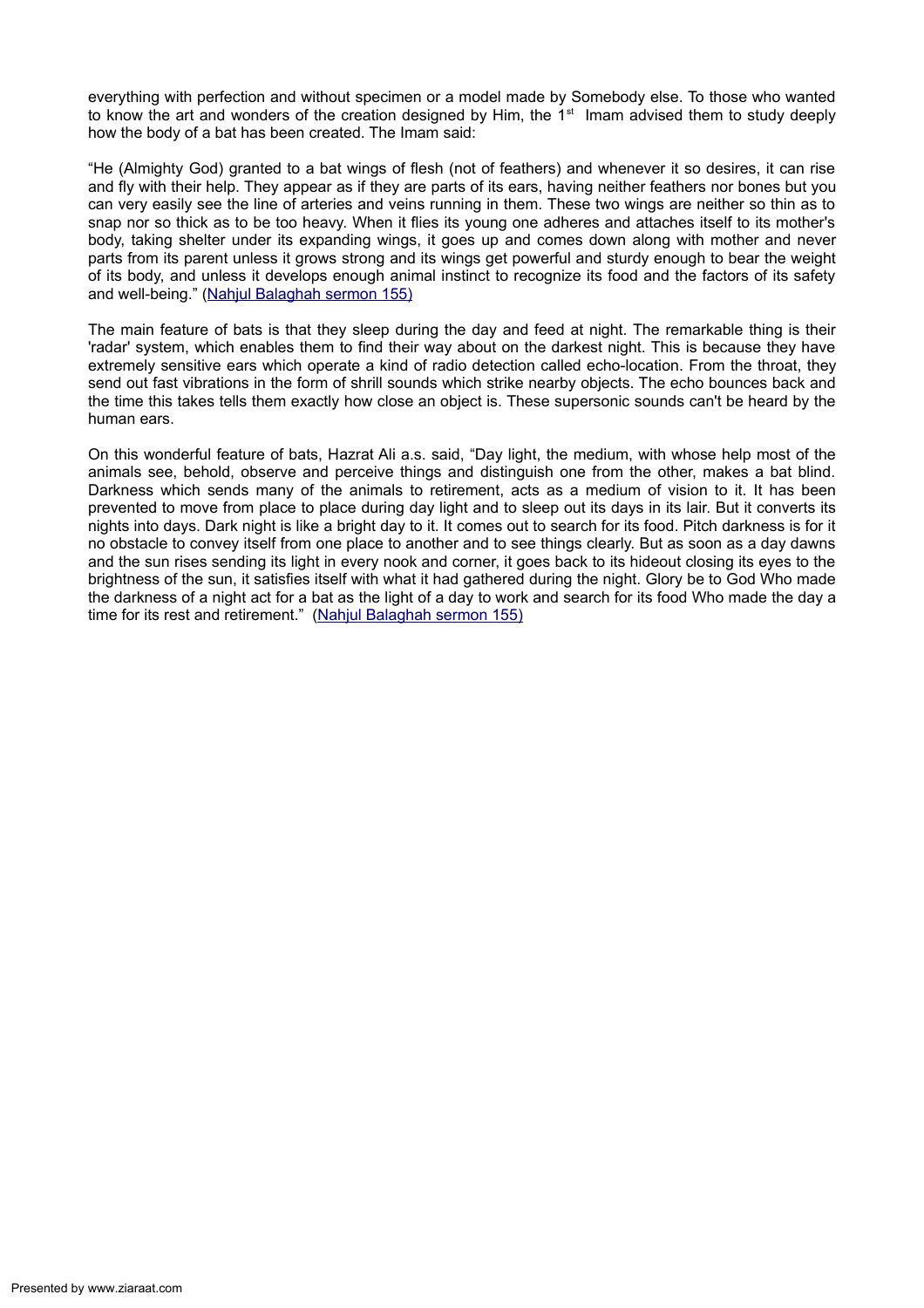everything with perfection and without specimen or a model made by Somebody else. To those who wanted to know the art and wonders of the creation designed by Him, the 1st Imam advised them to study deeply how the body of a bat has been created. The Imam said:

"He (Almighty God) granted to a bat wings of flesh (not of feathers) and whenever it so desires, it can rise and fly with their help. They appear as if they are parts of its ears, having neither feathers nor bones but you can very easily see the line of arteries and veins running in them. These two wings are neither so thin as to snap nor so thick as to be too heavy. When it flies its young one adheres and attaches itself to its mother's body, taking shelter under its expanding wings, it goes up and comes down along with mother and never parts from its parent unless it grows strong and its wings get powerful and sturdy enough to bear the weight of its body, and unless it develops enough animal instinct to recognize its food and the factors of its safety and well-being." (Nahjul Balaghah sermon 155)

The main feature of bats is that they sleep during the day and feed at night. The remarkable thing is their 'radar' system, which enables them to find their way about on the darkest night. This is because they have extremely sensitive ears which operate a kind of radio detection called echo-location. From the throat, they send out fast vibrations in the form of shrill sounds which strike nearby objects. The echo bounces back and the time this takes tells them exactly how close an object is. These supersonic sounds can't be heard by the human ears.

On this wonderful feature of bats, Hazrat Ali a.s. said, "Day light, the medium, with whose help most of the animals see, behold, observe and perceive things and distinguish one from the other, makes a bat blind. Darkness which sends many of the animals to retirement, acts as a medium of vision to it. It has been prevented to move from place to place during day light and to sleep out its days in its lair. But it converts its nights into days. Dark night is like a bright day to it. It comes out to search for its food. Pitch darkness is for it no obstacle to convey itself from one place to another and to see things clearly. But as soon as a day dawns and the sun rises sending its light in every nook and corner, it goes back to its hideout closing its eyes to the brightness of the sun, it satisfies itself with what it had gathered during the night. Glory be to God Who made the darkness of a night act for a bat as the light of a day to work and search for its food Who made the day a time for its rest and retirement." (Nahjul Balaghah sermon 155)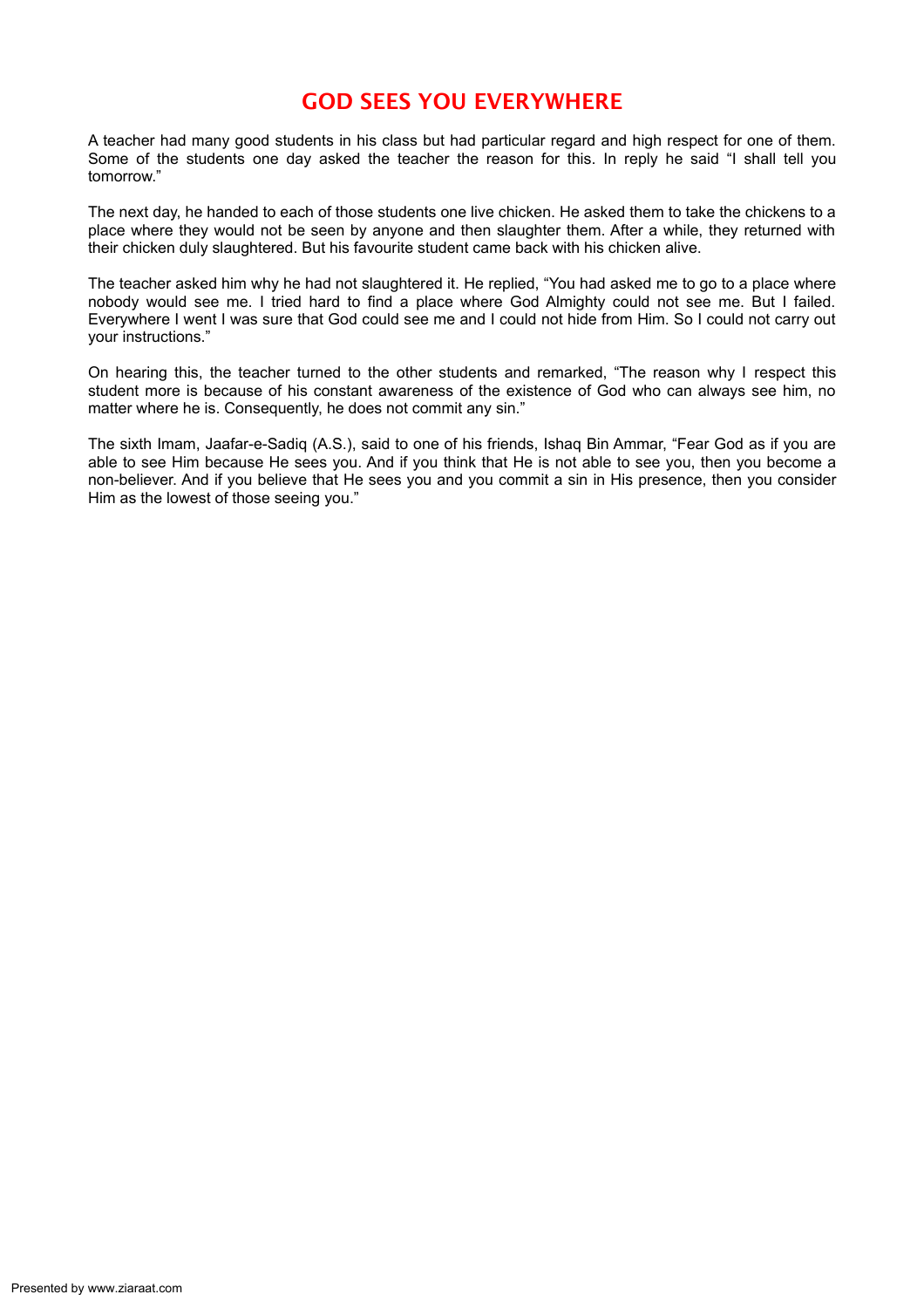# GOD SEES YOU EVERYWHERE

A teacher had many good students in his class but had particular regard and high respect for one of them. Some of the students one day asked the teacher the reason for this. In reply he said "I shall tell you tomorrow."

The next day, he handed to each of those students one live chicken. He asked them to take the chickens to a place where they would not be seen by anyone and then slaughter them. After a while, they returned with their chicken duly slaughtered. But his favourite student came back with his chicken alive.

The teacher asked him why he had not slaughtered it. He replied, "You had asked me to go to a place where nobody would see me. I tried hard to find a place where God Almighty could not see me. But I failed. Everywhere I went I was sure that God could see me and I could not hide from Him. So I could not carry out your instructions."

On hearing this, the teacher turned to the other students and remarked, "The reason why I respect this student more is because of his constant awareness of the existence of God who can always see him, no matter where he is. Consequently, he does not commit any sin."

The sixth Imam, Jaafar-e-Sadiq (A.S.), said to one of his friends, Ishaq Bin Ammar, "Fear God as if you are able to see Him because He sees you. And if you think that He is not able to see you, then you become a non-believer. And if you believe that He sees you and you commit a sin in His presence, then you consider Him as the lowest of those seeing you."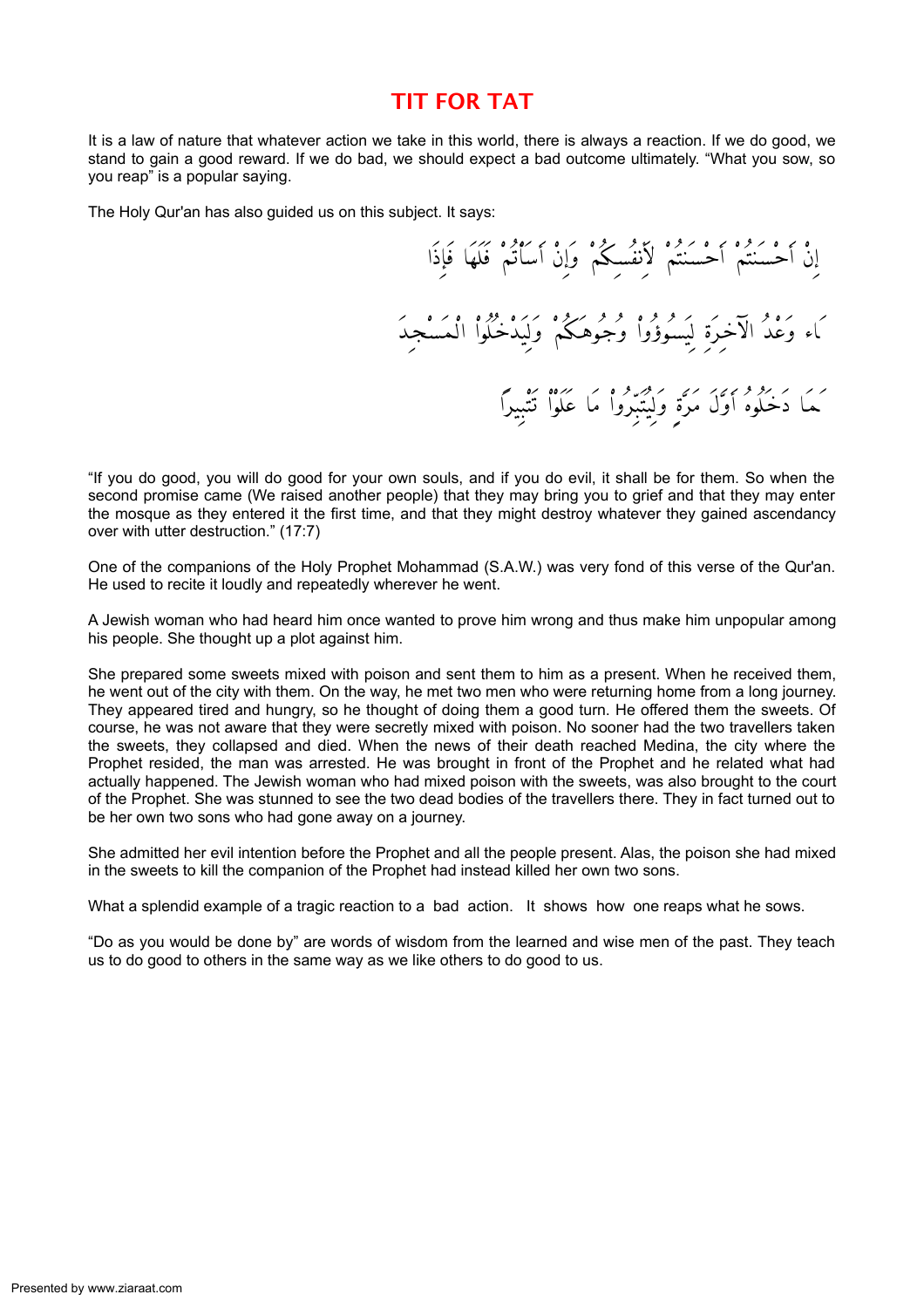# TIT FOR TAT

It is a law of nature that whatever action we take in this world, there is always a reaction. If we do good, we stand to gain a good reward. If we do bad, we should expect a bad outcome ultimately. "What you sow, so you reap" is a popular saying.

The Holy Qur'an has also guided us on this subject. It says:

إِنْ أَحْسَنتُمْ أَحْسَنتُمْ لِأَنفُسِكُمْ وَإِنْ أَسَأْتُمْ فَلَهَا فَإِذَا

جَاء وَعْدُ الآخِرَةِ لِيَسُوؤُواْ وُجُوهَكُمْ وَلِيَدْخُلُواْ الْمَسْجِدَ

كَمَا دَخَلُوهُ أَوَّلَ مَرَّةٍ وَلِيُتَبِّرُواْ مَا عَلَوْاْ تَتْبِيراً

"If you do good, you will do good for your own souls, and if you do evil, it shall be for them. So when the second promise came (We raised another people) that they may bring you to grief and that they may enter the mosque as they entered it the first time, and that they might destroy whatever they gained ascendancy over with utter destruction." (17:7)

One of the companions of the Holy Prophet Mohammad (S.A.W.) was very fond of this verse of the Qur'an. He used to recite it loudly and repeatedly wherever he went.

A Jewish woman who had heard him once wanted to prove him wrong and thus make him unpopular among his people. She thought up a plot against him.

She prepared some sweets mixed with poison and sent them to him as a present. When he received them, he went out of the city with them. On the way, he met two men who were returning home from a long journey. They appeared tired and hungry, so he thought of doing them a good turn. He offered them the sweets. Of course, he was not aware that they were secretly mixed with poison. No sooner had the two travellers taken the sweets, they collapsed and died. When the news of their death reached Medina, the city where the Prophet resided, the man was arrested. He was brought in front of the Prophet and he related what had actually happened. The Jewish woman who had mixed poison with the sweets, was also brought to the court of the Prophet. She was stunned to see the two dead bodies of the travellers there. They in fact turned out to be her own two sons who had gone away on a journey.

She admitted her evil intention before the Prophet and all the people present. Alas, the poison she had mixed in the sweets to kill the companion of the Prophet had instead killed her own two sons.

What a splendid example of a tragic reaction to a bad action. It shows how one reaps what he sows.

"Do as you would be done by" are words of wisdom from the learned and wise men of the past. They teach us to do good to others in the same way as we like others to do good to us.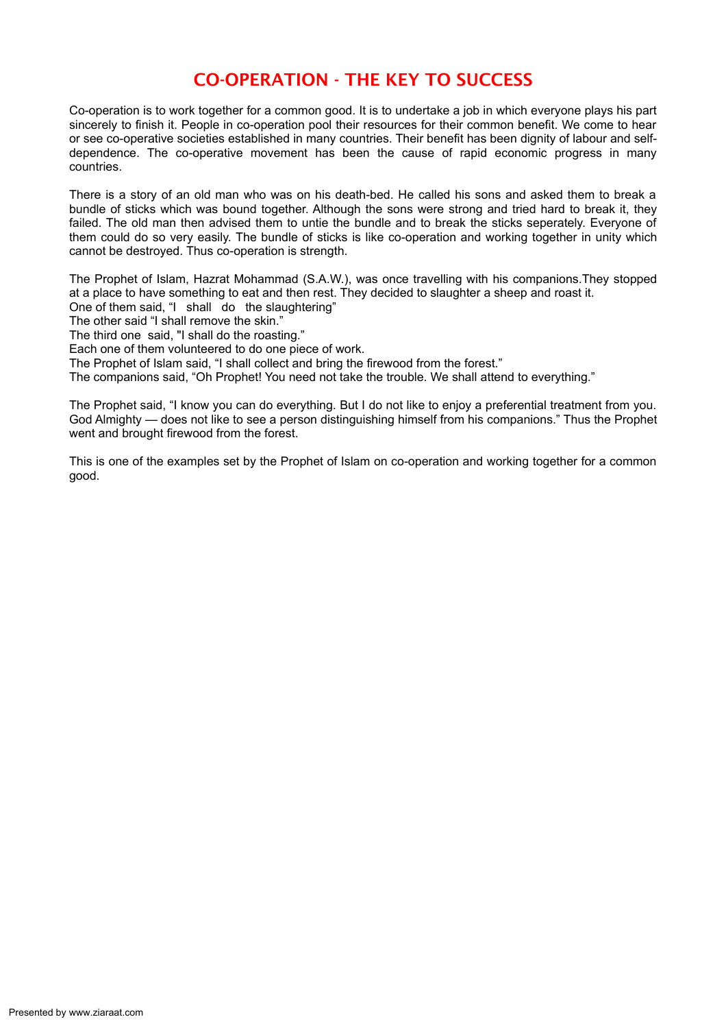# CO-OPERATION - THE KEY TO SUCCESS

Co-operation is to work together for a common good. It is to undertake a job in which everyone plays his part sincerely to finish it. People in co-operation pool their resources for their common benefit. We come to hear or see co-operative societies established in many countries. Their benefit has been dignity of labour and self-dependence. The co-operative movement has been the cause of rapid economic progress in many countries.

There is a story of an old man who was on his death-bed. He called his sons and asked them to break a bundle of sticks which was bound together. Although the sons were strong and tried hard to break it, they failed. The old man then advised them to untie the bundle and to break the sticks seperately. Everyone of them could do so very easily. The bundle of sticks is like co-operation and working together in unity which cannot be destroyed. Thus co-operation is strength.

The Prophet of Islam, Hazrat Mohammad (S.A.W.), was once travelling with his companions.They stopped at a place to have something to eat and then rest. They decided to slaughter a sheep and roast it.
One of them said, "I shall do the slaughtering"
The other said "I shall remove the skin."
The third one said, "I shall do the roasting."
Each one of them volunteered to do one piece of work.
The Prophet of Islam said, "I shall collect and bring the firewood from the forest."
The companions said, "Oh Prophet! You need not take the trouble. We shall attend to everything."

The Prophet said, "I know you can do everything. But I do not like to enjoy a preferential treatment from you. God Almighty — does not like to see a person distinguishing himself from his companions." Thus the Prophet went and brought firewood from the forest.

This is one of the examples set by the Prophet of Islam on co-operation and working together for a common good.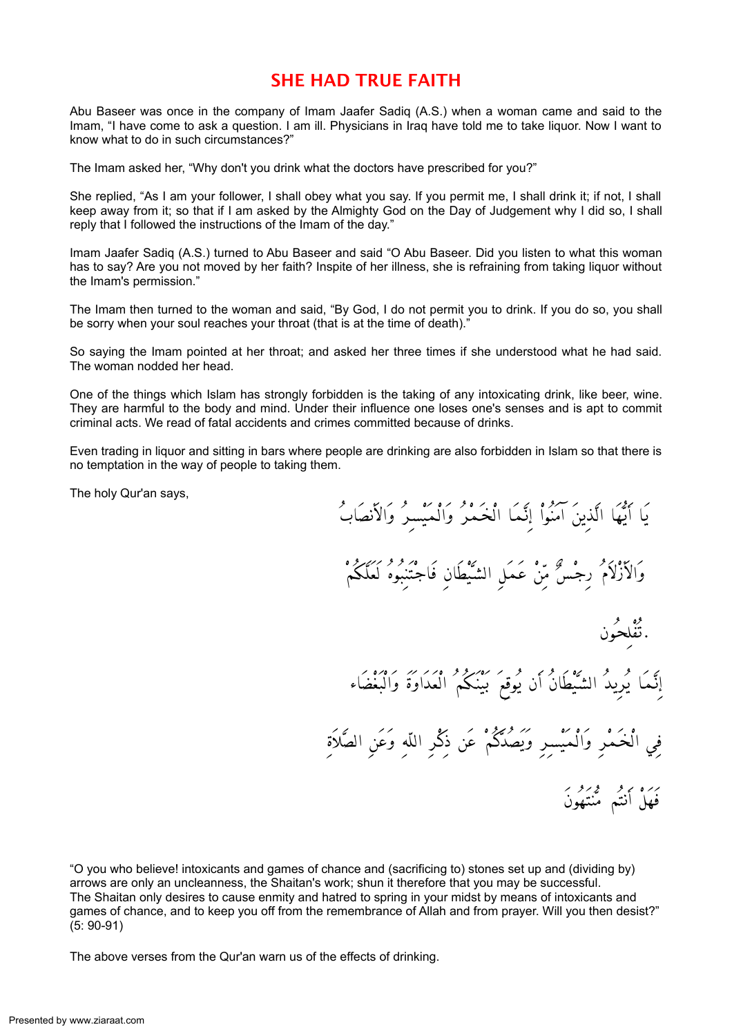# SHE HAD TRUE FAITH

Abu Baseer was once in the company of Imam Jaafer Sadiq (A.S.) when a woman came and said to the Imam, "I have come to ask a question. I am ill. Physicians in Iraq have told me to take liquor. Now I want to know what to do in such circumstances?"

The Imam asked her, "Why don't you drink what the doctors have prescribed for you?"

She replied, "As I am your follower, I shall obey what you say. If you permit me, I shall drink it; if not, I shall keep away from it; so that if I am asked by the Almighty God on the Day of Judgement why I did so, I shall reply that I followed the instructions of the Imam of the day."

Imam Jaafer Sadiq (A.S.) turned to Abu Baseer and said "O Abu Baseer. Did you listen to what this woman has to say? Are you not moved by her faith? Inspite of her illness, she is refraining from taking liquor without the Imam's permission."

The Imam then turned to the woman and said, "By God, I do not permit you to drink. If you do so, you shall be sorry when your soul reaches your throat (that is at the time of death)."

So saying the Imam pointed at her throat; and asked her three times if she understood what he had said. The woman nodded her head.

One of the things which Islam has strongly forbidden is the taking of any intoxicating drink, like beer, wine. They are harmful to the body and mind. Under their influence one loses one's senses and is apt to commit criminal acts. We read of fatal accidents and crimes committed because of drinks.

Even trading in liquor and sitting in bars where people are drinking are also forbidden in Islam so that there is no temptation in the way of people to taking them.

The holy Qur'an says,

يَا أَيُّهَا الَّذِينَ آمَنُواْ إِنَّمَا الْخَمْرُ وَالْمَيْسِرُ وَالأَنصَابُ وَالأَزْلاَمُ رِجْسٌ مِّنْ عَمَلِ الشَّيْطَانِ فَاجْتَنِبُوهُ لَعَلَّكُمْ تُفْلِحُونَ.

إِنَّمَا يُرِيدُ الشَّيْطَانُ أَن يُوقِعَ بَيْنَكُمُ الْعَدَاوَةَ وَالْبَغْضَاء فِي الْخَمْرِ وَالْمَيْسِرِ وَيَصُدَّكُمْ عَن ذِكْرِ اللّهِ وَعَنِ الصَّلاَةِ فَهَلْ أَنتُم مُّنتَهُونَ

"O you who believe! intoxicants and games of chance and (sacrificing to) stones set up and (dividing by) arrows are only an uncleanness, the Shaitan's work; shun it therefore that you may be successful. The Shaitan only desires to cause enmity and hatred to spring in your midst by means of intoxicants and games of chance, and to keep you off from the remembrance of Allah and from prayer. Will you then desist?" (5: 90-91)

The above verses from the Qur'an warn us of the effects of drinking.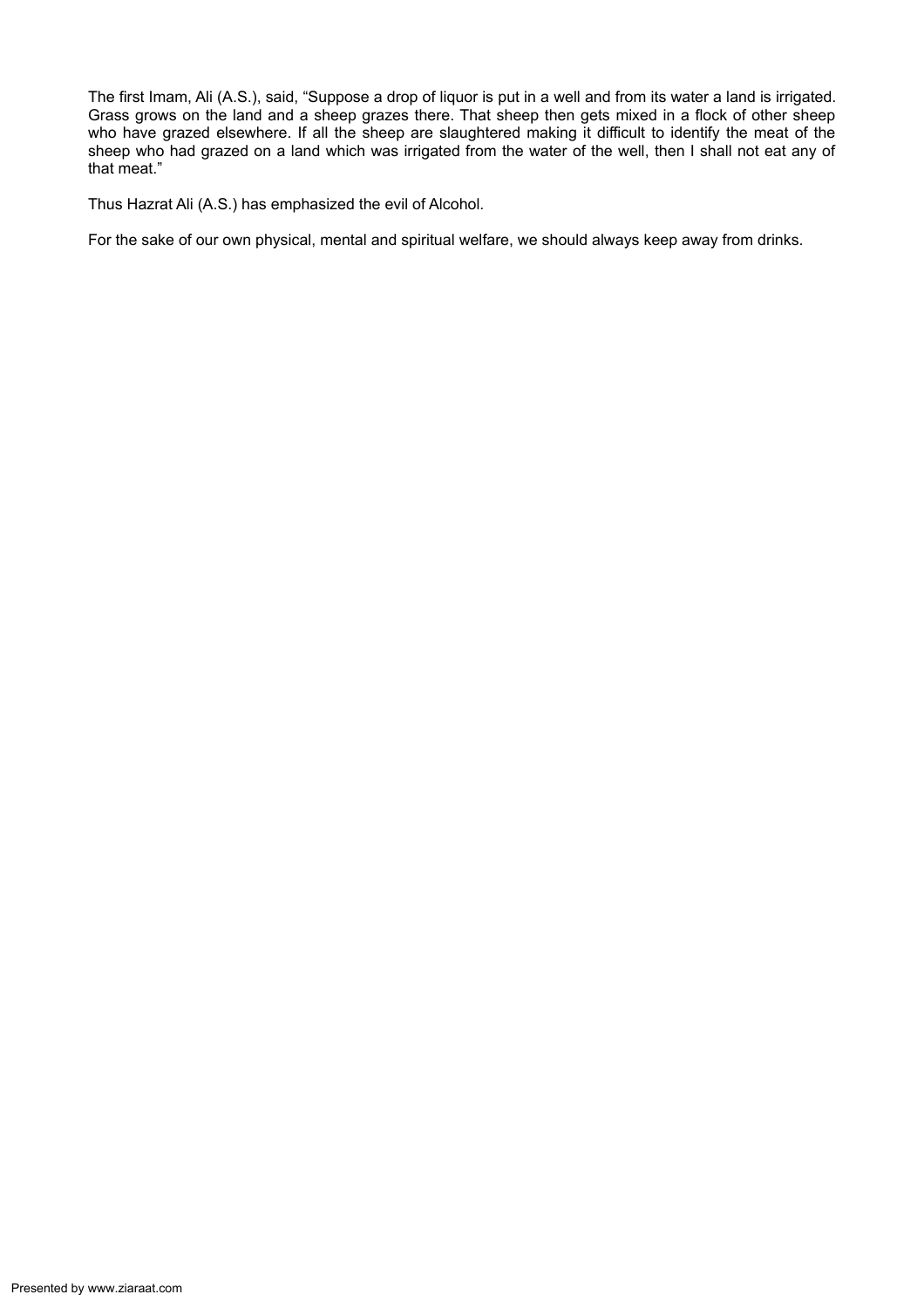The first Imam, Ali (A.S.), said, “Suppose a drop of liquor is put in a well and from its water a land is irrigated. Grass grows on the land and a sheep grazes there. That sheep then gets mixed in a flock of other sheep who have grazed elsewhere. If all the sheep are slaughtered making it difficult to identify the meat of the sheep who had grazed on a land which was irrigated from the water of the well, then I shall not eat any of that meat.”

Thus Hazrat Ali (A.S.) has emphasized the evil of Alcohol.

For the sake of our own physical, mental and spiritual welfare, we should always keep away from drinks.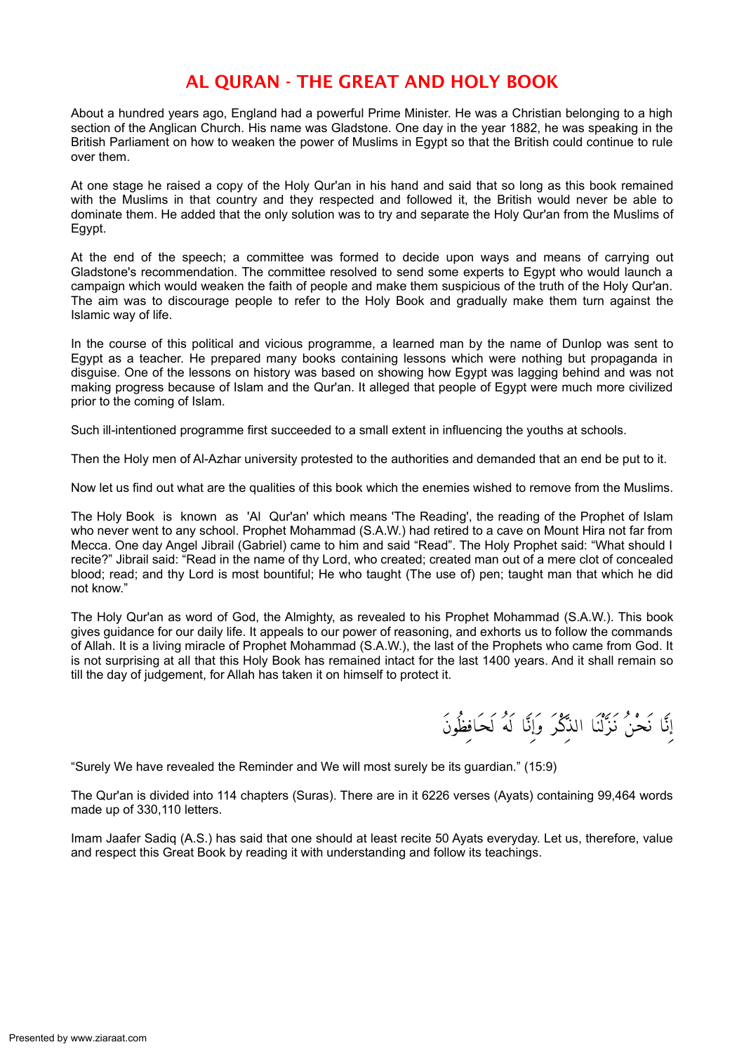# AL QURAN - THE GREAT AND HOLY BOOK

About a hundred years ago, England had a powerful Prime Minister. He was a Christian belonging to a high section of the Anglican Church. His name was Gladstone. One day in the year 1882, he was speaking in the British Parliament on how to weaken the power of Muslims in Egypt so that the British could continue to rule over them.

At one stage he raised a copy of the Holy Qur'an in his hand and said that so long as this book remained with the Muslims in that country and they respected and followed it, the British would never be able to dominate them. He added that the only solution was to try and separate the Holy Qur'an from the Muslims of Egypt.

At the end of the speech; a committee was formed to decide upon ways and means of carrying out Gladstone's recommendation. The committee resolved to send some experts to Egypt who would launch a campaign which would weaken the faith of people and make them suspicious of the truth of the Holy Qur'an. The aim was to discourage people to refer to the Holy Book and gradually make them turn against the Islamic way of life.

In the course of this political and vicious programme, a learned man by the name of Dunlop was sent to Egypt as a teacher. He prepared many books containing lessons which were nothing but propaganda in disguise. One of the lessons on history was based on showing how Egypt was lagging behind and was not making progress because of Islam and the Qur'an. It alleged that people of Egypt were much more civilized prior to the coming of Islam.

Such ill-intentioned programme first succeeded to a small extent in influencing the youths at schools.

Then the Holy men of Al-Azhar university protested to the authorities and demanded that an end be put to it.

Now let us find out what are the qualities of this book which the enemies wished to remove from the Muslims.

The Holy Book is known as 'Al Qur'an' which means 'The Reading', the reading of the Prophet of Islam who never went to any school. Prophet Mohammad (S.A.W.) had retired to a cave on Mount Hira not far from Mecca. One day Angel Jibrail (Gabriel) came to him and said “Read”. The Holy Prophet said: “What should I recite?” Jibrail said: “Read in the name of thy Lord, who created; created man out of a mere clot of concealed blood; read; and thy Lord is most bountiful; He who taught (The use of) pen; taught man that which he did not know.”

The Holy Qur'an as word of God, the Almighty, as revealed to his Prophet Mohammad (S.A.W.). This book gives guidance for our daily life. It appeals to our power of reasoning, and exhorts us to follow the commands of Allah. It is a living miracle of Prophet Mohammad (S.A.W.), the last of the Prophets who came from God. It is not surprising at all that this Holy Book has remained intact for the last 1400 years. And it shall remain so till the day of judgement, for Allah has taken it on himself to protect it.

إِنَّا نَحْنُ نَزَّلْنَا الذِّكْرَ وَإِنَّا لَهُ لَحَافِظُونَ

“Surely We have revealed the Reminder and We will most surely be its guardian.” (15:9)

The Qur'an is divided into 114 chapters (Suras). There are in it 6226 verses (Ayats) containing 99,464 words made up of 330,110 letters.

Imam Jaafer Sadiq (A.S.) has said that one should at least recite 50 Ayats everyday. Let us, therefore, value and respect this Great Book by reading it with understanding and follow its teachings.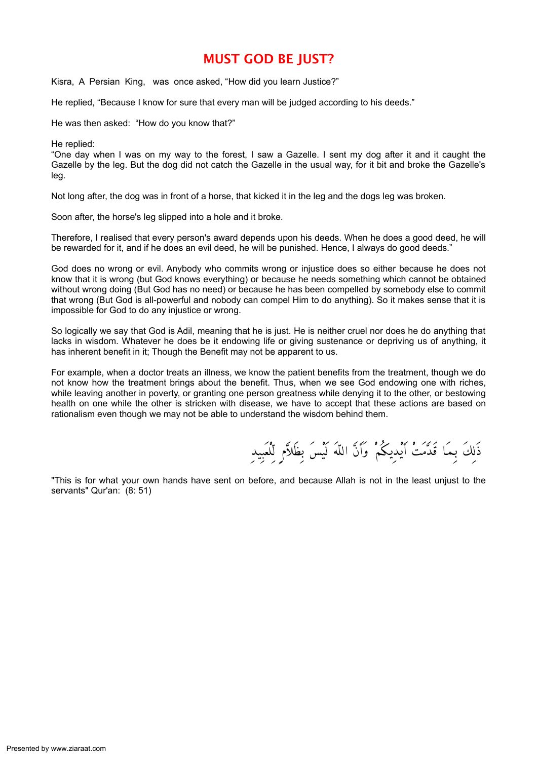# MUST GOD BE JUST?

Kisra, A Persian King, was once asked, “How did you learn Justice?”

He replied, “Because I know for sure that every man will be judged according to his deeds.”

He was then asked: “How do you know that?”

He replied:
“One day when I was on my way to the forest, I saw a Gazelle. I sent my dog after it and it caught the Gazelle by the leg. But the dog did not catch the Gazelle in the usual way, for it bit and broke the Gazelle's leg.

Not long after, the dog was in front of a horse, that kicked it in the leg and the dogs leg was broken.

Soon after, the horse's leg slipped into a hole and it broke.

Therefore, I realised that every person's award depends upon his deeds. When he does a good deed, he will be rewarded for it, and if he does an evil deed, he will be punished. Hence, I always do good deeds.”

God does no wrong or evil. Anybody who commits wrong or injustice does so either because he does not know that it is wrong (but God knows everything) or because he needs something which cannot be obtained without wrong doing (But God has no need) or because he has been compelled by somebody else to commit that wrong (But God is all-powerful and nobody can compel Him to do anything). So it makes sense that it is impossible for God to do any injustice or wrong.

So logically we say that God is Adil, meaning that he is just. He is neither cruel nor does he do anything that lacks in wisdom. Whatever he does be it endowing life or giving sustenance or depriving us of anything, it has inherent benefit in it; Though the Benefit may not be apparent to us.

For example, when a doctor treats an illness, we know the patient benefits from the treatment, though we do not know how the treatment brings about the benefit. Thus, when we see God endowing one with riches, while leaving another in poverty, or granting one person greatness while denying it to the other, or bestowing health on one while the other is stricken with disease, we have to accept that these actions are based on rationalism even though we may not be able to understand the wisdom behind them.

ذَٰلِكَ بِمَا قَدَّمَتْ أَيْدِيكُمْ وَأَنَّ اللَّهَ لَيْسَ بِظَلَّامٍ لِلْعَبِيدِ

"This is for what your own hands have sent on before, and because Allah is not in the least unjust to the servants" Qur'an: (8: 51)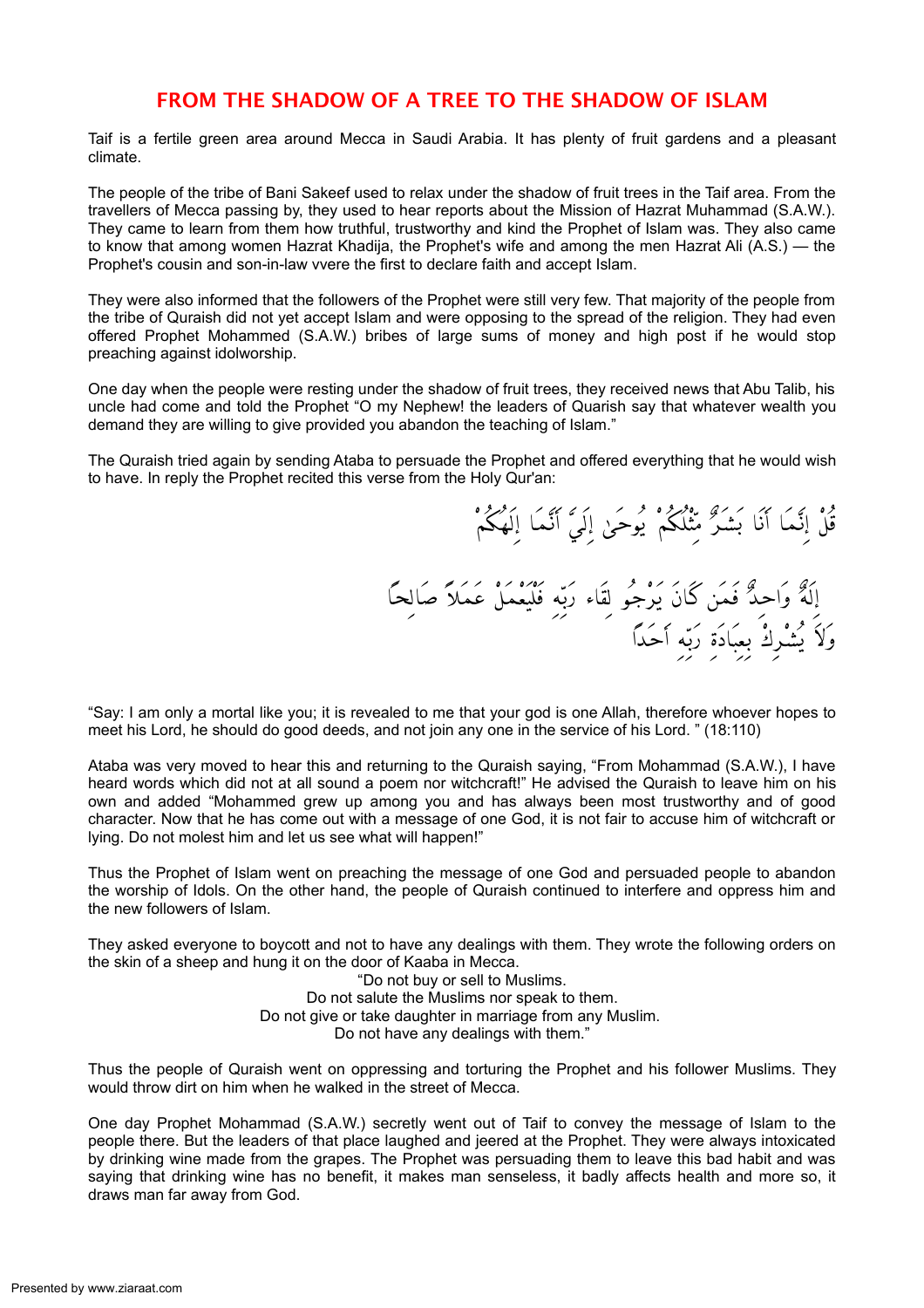# FROM THE SHADOW OF A TREE TO THE SHADOW OF ISLAM

Taif is a fertile green area around Mecca in Saudi Arabia. It has plenty of fruit gardens and a pleasant climate.

The people of the tribe of Bani Sakeef used to relax under the shadow of fruit trees in the Taif area. From the travellers of Mecca passing by, they used to hear reports about the Mission of Hazrat Muhammad (S.A.W.). They came to learn from them how truthful, trustworthy and kind the Prophet of Islam was. They also came to know that among women Hazrat Khadija, the Prophet's wife and among the men Hazrat Ali (A.S.) — the Prophet's cousin and son-in-law vvere the first to declare faith and accept Islam.

They were also informed that the followers of the Prophet were still very few. That majority of the people from the tribe of Quraish did not yet accept Islam and were opposing to the spread of the religion. They had even offered Prophet Mohammed (S.A.W.) bribes of large sums of money and high post if he would stop preaching against idolworship.

One day when the people were resting under the shadow of fruit trees, they received news that Abu Talib, his uncle had come and told the Prophet “O my Nephew! the leaders of Quarish say that whatever wealth you demand they are willing to give provided you abandon the teaching of Islam.”

The Quraish tried again by sending Ataba to persuade the Prophet and offered everything that he would wish to have. In reply the Prophet recited this verse from the Holy Qur'an:

قُلْ إِنَّمَا أَنَا بَشَرٌ مِّثْلُكُمْ يُوحَىٰ إِلَيَّ أَنَّمَا إِلَٰهُكُمْ إِلَٰهٌ وَاحِدٌ فَمَن كَانَ يَرْجُو لِقَاءَ رَبِّهِ فَلْيَعْمَلْ عَمَلًا صَالِحًا وَلَا يُشْرِكْ بِعِبَادَةِ رَبِّهِ أَحَدًا

“Say: I am only a mortal like you; it is revealed to me that your god is one Allah, therefore whoever hopes to meet his Lord, he should do good deeds, and not join any one in the service of his Lord. ” (18:110)

Ataba was very moved to hear this and returning to the Quraish saying, “From Mohammad (S.A.W.), I have heard words which did not at all sound a poem nor witchcraft!” He advised the Quraish to leave him on his own and added “Mohammed grew up among you and has always been most trustworthy and of good character. Now that he has come out with a message of one God, it is not fair to accuse him of witchcraft or lying. Do not molest him and let us see what will happen!”

Thus the Prophet of Islam went on preaching the message of one God and persuaded people to abandon the worship of Idols. On the other hand, the people of Quraish continued to interfere and oppress him and the new followers of Islam.

They asked everyone to boycott and not to have any dealings with them. They wrote the following orders on the skin of a sheep and hung it on the door of Kaaba in Mecca.

“Do not buy or sell to Muslims.
Do not salute the Muslims nor speak to them.
Do not give or take daughter in marriage from any Muslim.
Do not have any dealings with them.”

Thus the people of Quraish went on oppressing and torturing the Prophet and his follower Muslims. They would throw dirt on him when he walked in the street of Mecca.

One day Prophet Mohammad (S.A.W.) secretly went out of Taif to convey the message of Islam to the people there. But the leaders of that place laughed and jeered at the Prophet. They were always intoxicated by drinking wine made from the grapes. The Prophet was persuading them to leave this bad habit and was saying that drinking wine has no benefit, it makes man senseless, it badly affects health and more so, it draws man far away from God.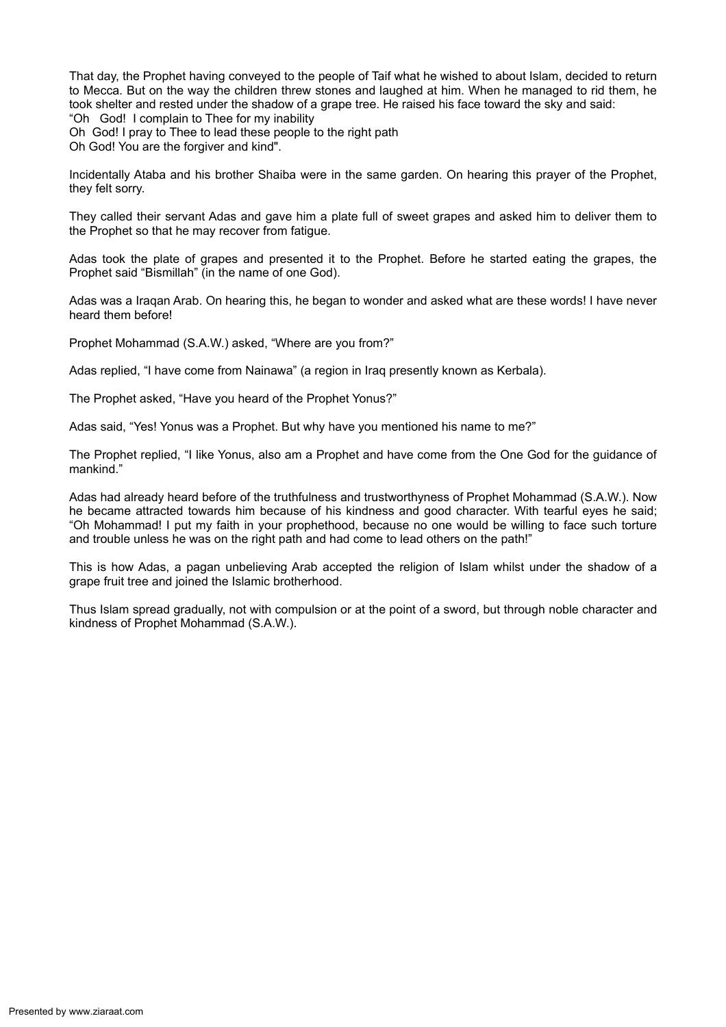That day, the Prophet having conveyed to the people of Taif what he wished to about Islam, decided to return to Mecca. But on the way the children threw stones and laughed at him. When he managed to rid them, he took shelter and rested under the shadow of a grape tree. He raised his face toward the sky and said:
"Oh  God!  I complain to Thee for my inability
Oh  God! I pray to Thee to lead these people to the right path
Oh God! You are the forgiver and kind".

Incidentally Ataba and his brother Shaiba were in the same garden. On hearing this prayer of the Prophet, they felt sorry.

They called their servant Adas and gave him a plate full of sweet grapes and asked him to deliver them to the Prophet so that he may recover from fatigue.

Adas took the plate of grapes and presented it to the Prophet. Before he started eating the grapes, the Prophet said "Bismillah" (in the name of one God).

Adas was a Iraqan Arab. On hearing this, he began to wonder and asked what are these words! I have never heard them before!

Prophet Mohammad (S.A.W.) asked, "Where are you from?"

Adas replied, "I have come from Nainawa" (a region in Iraq presently known as Kerbala).

The Prophet asked, "Have you heard of the Prophet Yonus?"

Adas said, "Yes! Yonus was a Prophet. But why have you mentioned his name to me?"

The Prophet replied, "I like Yonus, also am a Prophet and have come from the One God for the guidance of mankind."

Adas had already heard before of the truthfulness and trustworthyness of Prophet Mohammad (S.A.W.). Now he became attracted towards him because of his kindness and good character. With tearful eyes he said; "Oh Mohammad! I put my faith in your prophethood, because no one would be willing to face such torture and trouble unless he was on the right path and had come to lead others on the path!"

This is how Adas, a pagan unbelieving Arab accepted the religion of Islam whilst under the shadow of a grape fruit tree and joined the Islamic brotherhood.

Thus Islam spread gradually, not with compulsion or at the point of a sword, but through noble character and kindness of Prophet Mohammad (S.A.W.).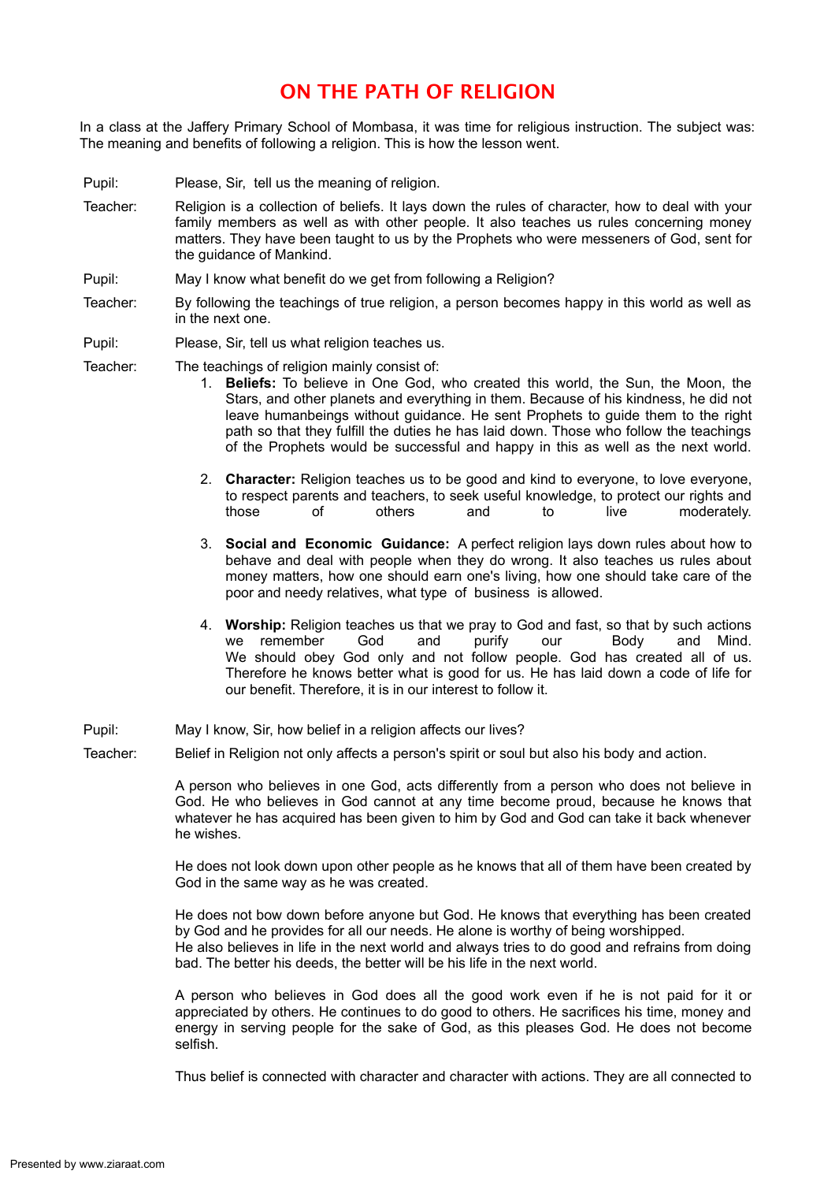# ON THE PATH OF RELIGION

In a class at the Jaffery Primary School of Mombasa, it was time for religious instruction. The subject was: The meaning and benefits of following a religion. This is how the lesson went.

**Pupil:** Please, Sir, tell us the meaning of religion.

**Teacher:** Religion is a collection of beliefs. It lays down the rules of character, how to deal with your family members as well as with other people. It also teaches us rules concerning money matters. They have been taught to us by the Prophets who were messeners of God, sent for the guidance of Mankind.

**Pupil:** May I know what benefit do we get from following a Religion?

**Teacher:** By following the teachings of true religion, a person becomes happy in this world as well as in the next one.

**Pupil:** Please, Sir, tell us what religion teaches us.

**Teacher:** The teachings of religion mainly consist of:

1. **Beliefs:** To believe in One God, who created this world, the Sun, the Moon, the Stars, and other planets and everything in them. Because of his kindness, he did not leave humanbeings without guidance. He sent Prophets to guide them to the right path so that they fulfill the duties he has laid down. Those who follow the teachings of the Prophets would be successful and happy in this as well as the next world.

2. **Character:** Religion teaches us to be good and kind to everyone, to love everyone, to respect parents and teachers, to seek useful knowledge, to protect our rights and those of others and to live moderately.

3. **Social and Economic Guidance:** A perfect religion lays down rules about how to behave and deal with people when they do wrong. It also teaches us rules about money matters, how one should earn one's living, how one should take care of the poor and needy relatives, what type of business is allowed.

4. **Worship:** Religion teaches us that we pray to God and fast, so that by such actions we remember God and purify our Body and Mind. We should obey God only and not follow people. God has created all of us. Therefore he knows better what is good for us. He has laid down a code of life for our benefit. Therefore, it is in our interest to follow it.

**Pupil:** May I know, Sir, how belief in a religion affects our lives?

**Teacher:** Belief in Religion not only affects a person's spirit or soul but also his body and action.

A person who believes in one God, acts differently from a person who does not believe in God. He who believes in God cannot at any time become proud, because he knows that whatever he has acquired has been given to him by God and God can take it back whenever he wishes.

He does not look down upon other people as he knows that all of them have been created by God in the same way as he was created.

He does not bow down before anyone but God. He knows that everything has been created by God and he provides for all our needs. He alone is worthy of being worshipped.
He also believes in life in the next world and always tries to do good and refrains from doing bad. The better his deeds, the better will be his life in the next world.

A person who believes in God does all the good work even if he is not paid for it or appreciated by others. He continues to do good to others. He sacrifices his time, money and energy in serving people for the sake of God, as this pleases God. He does not become selfish.

Thus belief is connected with character and character with actions. They are all connected to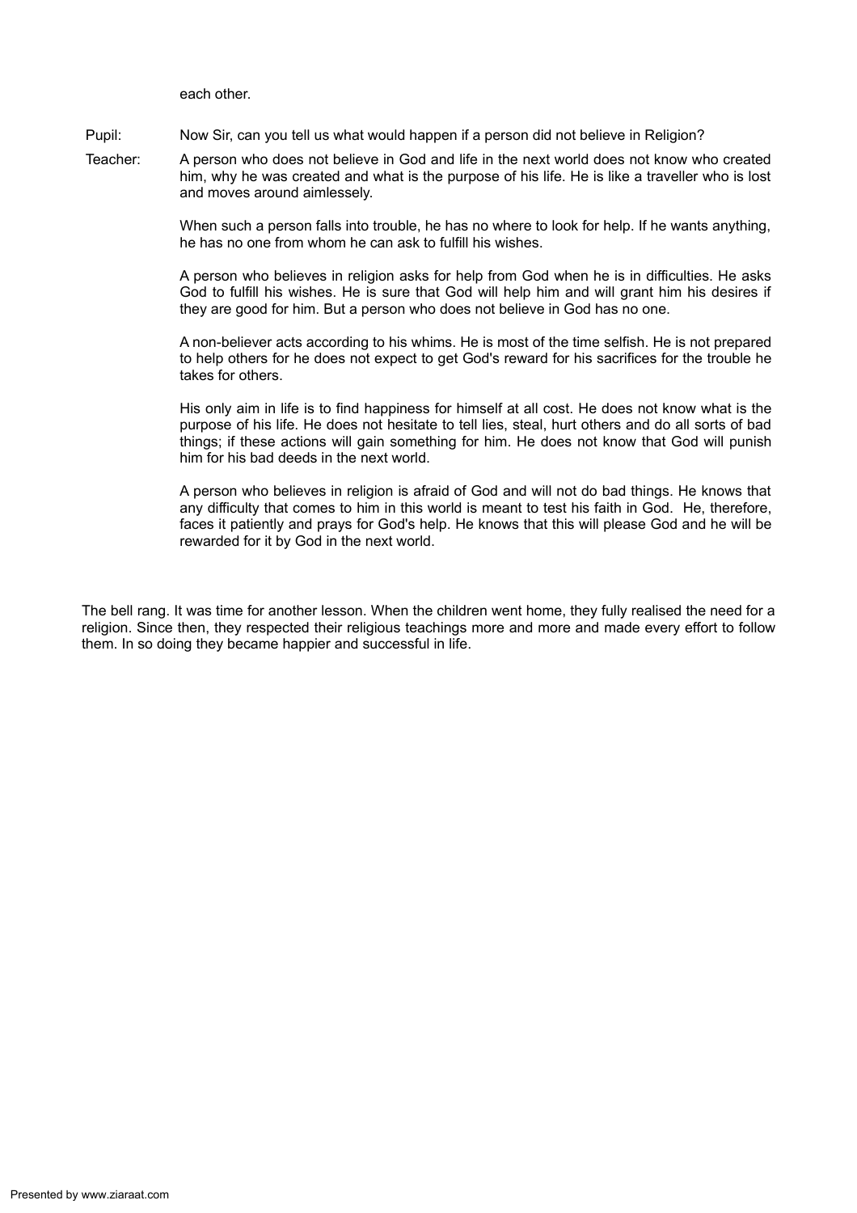each other.

Pupil: Now Sir, can you tell us what would happen if a person did not believe in Religion?

Teacher: A person who does not believe in God and life in the next world does not know who created him, why he was created and what is the purpose of his life. He is like a traveller who is lost and moves around aimlessely.

When such a person falls into trouble, he has no where to look for help. If he wants anything, he has no one from whom he can ask to fulfill his wishes.

A person who believes in religion asks for help from God when he is in difficulties. He asks God to fulfill his wishes. He is sure that God will help him and will grant him his desires if they are good for him. But a person who does not believe in God has no one.

A non-believer acts according to his whims. He is most of the time selfish. He is not prepared to help others for he does not expect to get God's reward for his sacrifices for the trouble he takes for others.

His only aim in life is to find happiness for himself at all cost. He does not know what is the purpose of his life. He does not hesitate to tell lies, steal, hurt others and do all sorts of bad things; if these actions will gain something for him. He does not know that God will punish him for his bad deeds in the next world.

A person who believes in religion is afraid of God and will not do bad things. He knows that any difficulty that comes to him in this world is meant to test his faith in God. He, therefore, faces it patiently and prays for God's help. He knows that this will please God and he will be rewarded for it by God in the next world.

The bell rang. It was time for another lesson. When the children went home, they fully realised the need for a religion. Since then, they respected their religious teachings more and more and made every effort to follow them. In so doing they became happier and successful in life.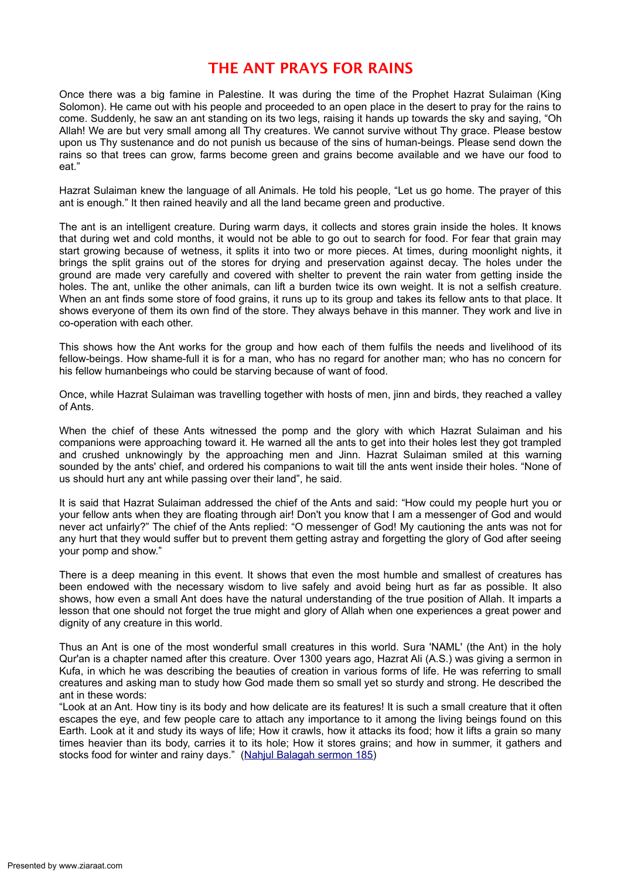# THE ANT PRAYS FOR RAINS

Once there was a big famine in Palestine. It was during the time of the Prophet Hazrat Sulaiman (King Solomon). He came out with his people and proceeded to an open place in the desert to pray for the rains to come. Suddenly, he saw an ant standing on its two legs, raising it hands up towards the sky and saying, "Oh Allah! We are but very small among all Thy creatures. We cannot survive without Thy grace. Please bestow upon us Thy sustenance and do not punish us because of the sins of human-beings. Please send down the rains so that trees can grow, farms become green and grains become available and we have our food to eat."

Hazrat Sulaiman knew the language of all Animals. He told his people, "Let us go home. The prayer of this ant is enough." It then rained heavily and all the land became green and productive.

The ant is an intelligent creature. During warm days, it collects and stores grain inside the holes. It knows that during wet and cold months, it would not be able to go out to search for food. For fear that grain may start growing because of wetness, it splits it into two or more pieces. At times, during moonlight nights, it brings the split grains out of the stores for drying and preservation against decay. The holes under the ground are made very carefully and covered with shelter to prevent the rain water from getting inside the holes. The ant, unlike the other animals, can lift a burden twice its own weight. It is not a selfish creature. When an ant finds some store of food grains, it runs up to its group and takes its fellow ants to that place. It shows everyone of them its own find of the store. They always behave in this manner. They work and live in co-operation with each other.

This shows how the Ant works for the group and how each of them fulfils the needs and livelihood of its fellow-beings. How shame-full it is for a man, who has no regard for another man; who has no concern for his fellow humanbeings who could be starving because of want of food.

Once, while Hazrat Sulaiman was travelling together with hosts of men, jinn and birds, they reached a valley of Ants.

When the chief of these Ants witnessed the pomp and the glory with which Hazrat Sulaiman and his companions were approaching toward it. He warned all the ants to get into their holes lest they got trampled and crushed unknowingly by the approaching men and Jinn. Hazrat Sulaiman smiled at this warning sounded by the ants' chief, and ordered his companions to wait till the ants went inside their holes. "None of us should hurt any ant while passing over their land", he said.

It is said that Hazrat Sulaiman addressed the chief of the Ants and said: "How could my people hurt you or your fellow ants when they are floating through air! Don't you know that I am a messenger of God and would never act unfairly?" The chief of the Ants replied: "O messenger of God! My cautioning the ants was not for any hurt that they would suffer but to prevent them getting astray and forgetting the glory of God after seeing your pomp and show."

There is a deep meaning in this event. It shows that even the most humble and smallest of creatures has been endowed with the necessary wisdom to live safely and avoid being hurt as far as possible. It also shows, how even a small Ant does have the natural understanding of the true position of Allah. It imparts a lesson that one should not forget the true might and glory of Allah when one experiences a great power and dignity of any creature in this world.

Thus an Ant is one of the most wonderful small creatures in this world. Sura 'NAML' (the Ant) in the holy Qur'an is a chapter named after this creature. Over 1300 years ago, Hazrat Ali (A.S.) was giving a sermon in Kufa, in which he was describing the beauties of creation in various forms of life. He was referring to small creatures and asking man to study how God made them so small yet so sturdy and strong. He described the ant in these words:

"Look at an Ant. How tiny is its body and how delicate are its features! It is such a small creature that it often escapes the eye, and few people care to attach any importance to it among the living beings found on this Earth. Look at it and study its ways of life; How it crawls, how it attacks its food; how it lifts a grain so many times heavier than its body, carries it to its hole; How it stores grains; and how in summer, it gathers and stocks food for winter and rainy days." (Nahjul Balagah sermon 185)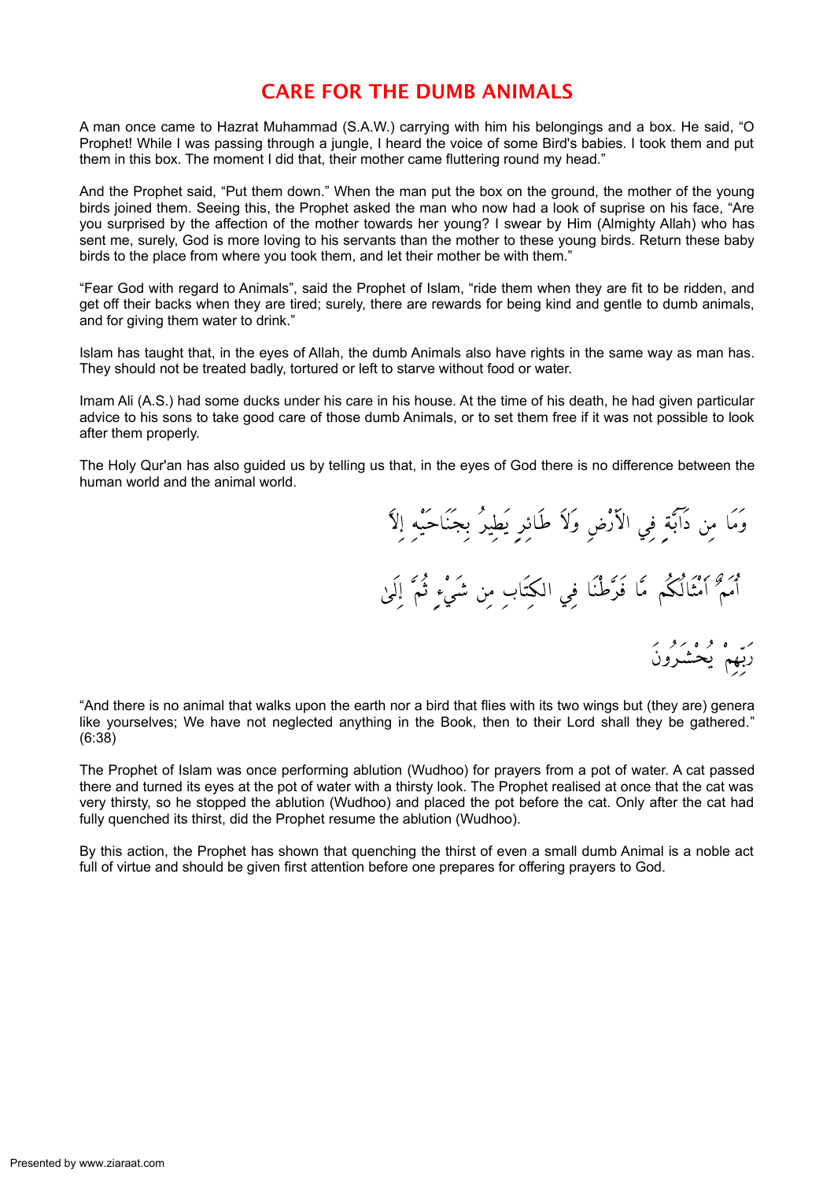# CARE FOR THE DUMB ANIMALS

A man once came to Hazrat Muhammad (S.A.W.) carrying with him his belongings and a box. He said, "O Prophet! While I was passing through a jungle, I heard the voice of some Bird's babies. I took them and put them in this box. The moment I did that, their mother came fluttering round my head."

And the Prophet said, "Put them down." When the man put the box on the ground, the mother of the young birds joined them. Seeing this, the Prophet asked the man who now had a look of suprise on his face, "Are you surprised by the affection of the mother towards her young? I swear by Him (Almighty Allah) who has sent me, surely, God is more loving to his servants than the mother to these young birds. Return these baby birds to the place from where you took them, and let their mother be with them."

"Fear God with regard to Animals", said the Prophet of Islam, "ride them when they are fit to be ridden, and get off their backs when they are tired; surely, there are rewards for being kind and gentle to dumb animals, and for giving them water to drink."

Islam has taught that, in the eyes of Allah, the dumb Animals also have rights in the same way as man has. They should not be treated badly, tortured or left to starve without food or water.

Imam Ali (A.S.) had some ducks under his care in his house. At the time of his death, he had given particular advice to his sons to take good care of those dumb Animals, or to set them free if it was not possible to look after them properly.

The Holy Qur'an has also guided us by telling us that, in the eyes of God there is no difference between the human world and the animal world.

وَمَا مِن دَآبَّةٍ فِي الأَرْضِ وَلاَ طَائِرٍ يَطِيرُ بِجَنَاحَيْهِ إِلاَّ
أُمَمٌ أَمْثَالُكُم مَّا فَرَّطْنَا فِي الكِتَابِ مِن شَيْءٍ ثُمَّ إِلَى
رَبِّهِمْ يُحْشَرُونَ

"And there is no animal that walks upon the earth nor a bird that flies with its two wings but (they are) genera like yourselves; We have not neglected anything in the Book, then to their Lord shall they be gathered." (6:38)

The Prophet of Islam was once performing ablution (Wudhoo) for prayers from a pot of water. A cat passed there and turned its eyes at the pot of water with a thirsty look. The Prophet realised at once that the cat was very thirsty, so he stopped the ablution (Wudhoo) and placed the pot before the cat. Only after the cat had fully quenched its thirst, did the Prophet resume the ablution (Wudhoo).

By this action, the Prophet has shown that quenching the thirst of even a small dumb Animal is a noble act full of virtue and should be given first attention before one prepares for offering prayers to God.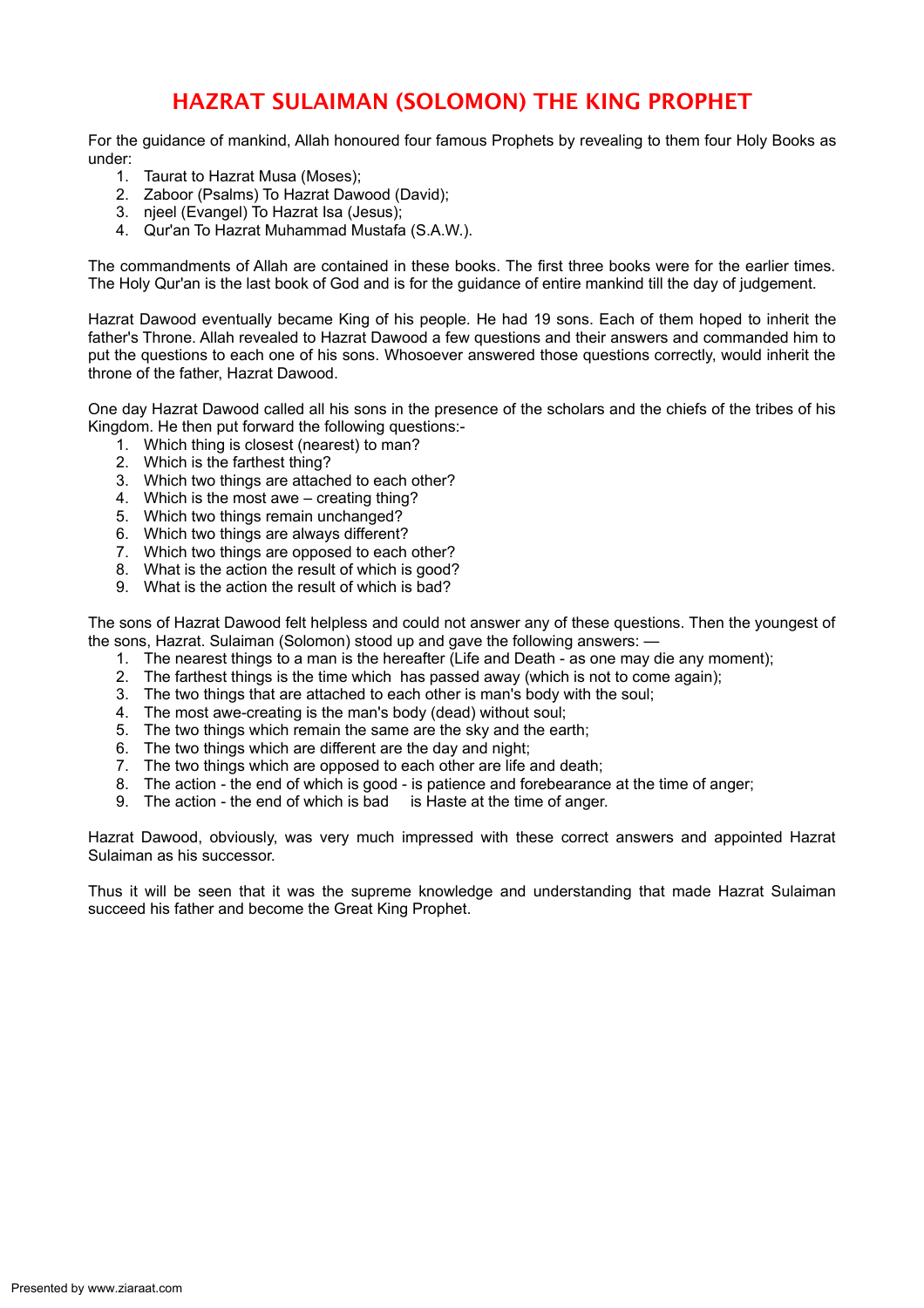# HAZRAT SULAIMAN (SOLOMON) THE KING PROPHET

For the guidance of mankind, Allah honoured four famous Prophets by revealing to them four Holy Books as under:

1. Taurat to Hazrat Musa (Moses);
2. Zaboor (Psalms) To Hazrat Dawood (David);
3. njeel (Evangel) To Hazrat Isa (Jesus);
4. Qur'an To Hazrat Muhammad Mustafa (S.A.W.).

The commandments of Allah are contained in these books. The first three books were for the earlier times. The Holy Qur'an is the last book of God and is for the guidance of entire mankind till the day of judgement.

Hazrat Dawood eventually became King of his people. He had 19 sons. Each of them hoped to inherit the father's Throne. Allah revealed to Hazrat Dawood a few questions and their answers and commanded him to put the questions to each one of his sons. Whosoever answered those questions correctly, would inherit the throne of the father, Hazrat Dawood.

One day Hazrat Dawood called all his sons in the presence of the scholars and the chiefs of the tribes of his Kingdom. He then put forward the following questions:-

1. Which thing is closest (nearest) to man?
2. Which is the farthest thing?
3. Which two things are attached to each other?
4. Which is the most awe – creating thing?
5. Which two things remain unchanged?
6. Which two things are always different?
7. Which two things are opposed to each other?
8. What is the action the result of which is good?
9. What is the action the result of which is bad?

The sons of Hazrat Dawood felt helpless and could not answer any of these questions. Then the youngest of the sons, Hazrat. Sulaiman (Solomon) stood up and gave the following answers: —

1. The nearest things to a man is the hereafter (Life and Death - as one may die any moment);
2. The farthest things is the time which has passed away (which is not to come again);
3. The two things that are attached to each other is man's body with the soul;
4. The most awe-creating is the man's body (dead) without soul;
5. The two things which remain the same are the sky and the earth;
6. The two things which are different are the day and night;
7. The two things which are opposed to each other are life and death;
8. The action - the end of which is good - is patience and forebearance at the time of anger;
9. The action - the end of which is bad is Haste at the time of anger.

Hazrat Dawood, obviously, was very much impressed with these correct answers and appointed Hazrat Sulaiman as his successor.

Thus it will be seen that it was the supreme knowledge and understanding that made Hazrat Sulaiman succeed his father and become the Great King Prophet.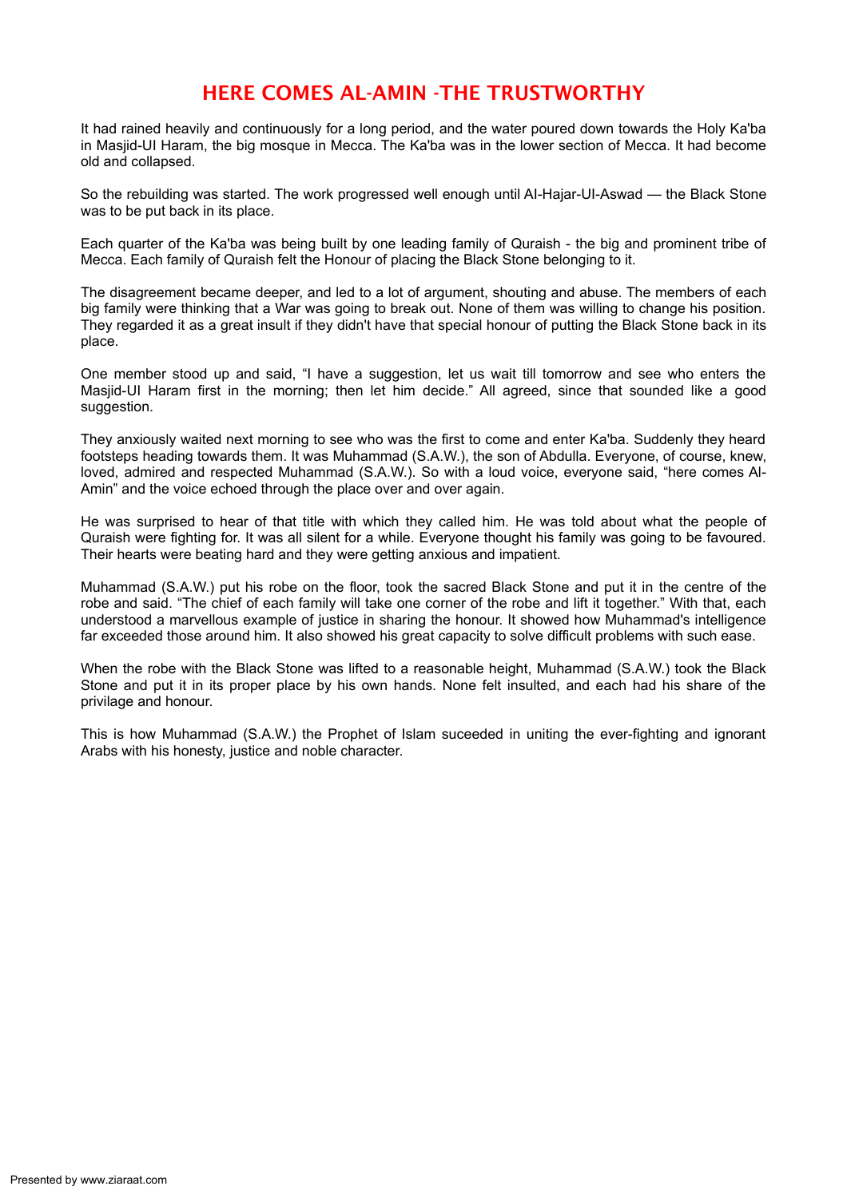# HERE COMES AL-AMIN -THE TRUSTWORTHY

It had rained heavily and continuously for a long period, and the water poured down towards the Holy Ka'ba in Masjid-Ul Haram, the big mosque in Mecca. The Ka'ba was in the lower section of Mecca. It had become old and collapsed.

So the rebuilding was started. The work progressed well enough until Al-Hajar-Ul-Aswad — the Black Stone was to be put back in its place.

Each quarter of the Ka'ba was being built by one leading family of Quraish - the big and prominent tribe of Mecca. Each family of Quraish felt the Honour of placing the Black Stone belonging to it.

The disagreement became deeper, and led to a lot of argument, shouting and abuse. The members of each big family were thinking that a War was going to break out. None of them was willing to change his position. They regarded it as a great insult if they didn't have that special honour of putting the Black Stone back in its place.

One member stood up and said, "I have a suggestion, let us wait till tomorrow and see who enters the Masjid-Ul Haram first in the morning; then let him decide." All agreed, since that sounded like a good suggestion.

They anxiously waited next morning to see who was the first to come and enter Ka'ba. Suddenly they heard footsteps heading towards them. It was Muhammad (S.A.W.), the son of Abdulla. Everyone, of course, knew, loved, admired and respected Muhammad (S.A.W.). So with a loud voice, everyone said, "here comes Al-Amin" and the voice echoed through the place over and over again.

He was surprised to hear of that title with which they called him. He was told about what the people of Quraish were fighting for. It was all silent for a while. Everyone thought his family was going to be favoured. Their hearts were beating hard and they were getting anxious and impatient.

Muhammad (S.A.W.) put his robe on the floor, took the sacred Black Stone and put it in the centre of the robe and said. "The chief of each family will take one corner of the robe and lift it together." With that, each understood a marvellous example of justice in sharing the honour. It showed how Muhammad's intelligence far exceeded those around him. It also showed his great capacity to solve difficult problems with such ease.

When the robe with the Black Stone was lifted to a reasonable height, Muhammad (S.A.W.) took the Black Stone and put it in its proper place by his own hands. None felt insulted, and each had his share of the privilage and honour.

This is how Muhammad (S.A.W.) the Prophet of Islam suceeded in uniting the ever-fighting and ignorant Arabs with his honesty, justice and noble character.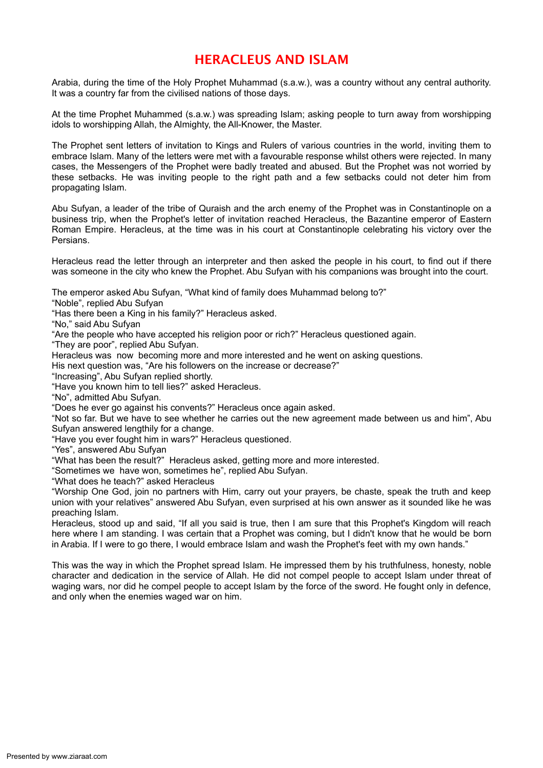# HERACLEUS AND ISLAM

Arabia, during the time of the Holy Prophet Muhammad (s.a.w.), was a country without any central authority. It was a country far from the civilised nations of those days.

At the time Prophet Muhammed (s.a.w.) was spreading Islam; asking people to turn away from worshipping idols to worshipping Allah, the Almighty, the All-Knower, the Master.

The Prophet sent letters of invitation to Kings and Rulers of various countries in the world, inviting them to embrace Islam. Many of the letters were met with a favourable response whilst others were rejected. In many cases, the Messengers of the Prophet were badly treated and abused. But the Prophet was not worried by these setbacks. He was inviting people to the right path and a few setbacks could not deter him from propagating Islam.

Abu Sufyan, a leader of the tribe of Quraish and the arch enemy of the Prophet was in Constantinople on a business trip, when the Prophet's letter of invitation reached Heracleus, the Bazantine emperor of Eastern Roman Empire. Heracleus, at the time was in his court at Constantinople celebrating his victory over the Persians.

Heracleus read the letter through an interpreter and then asked the people in his court, to find out if there was someone in the city who knew the Prophet. Abu Sufyan with his companions was brought into the court.

The emperor asked Abu Sufyan, “What kind of family does Muhammad belong to?”
“Noble”, replied Abu Sufyan
“Has there been a King in his family?” Heracleus asked.
“No,” said Abu Sufyan
“Are the people who have accepted his religion poor or rich?” Heracleus questioned again.
“They are poor”, replied Abu Sufyan.
Heracleus was now becoming more and more interested and he went on asking questions.
His next question was, “Are his followers on the increase or decrease?”
“Increasing”, Abu Sufyan replied shortly.
“Have you known him to tell lies?” asked Heracleus.
“No”, admitted Abu Sufyan.
“Does he ever go against his convents?” Heracleus once again asked.
“Not so far. But we have to see whether he carries out the new agreement made between us and him”, Abu Sufyan answered lengthily for a change.
“Have you ever fought him in wars?” Heracleus questioned.
“Yes”, answered Abu Sufyan
“What has been the result?” Heracleus asked, getting more and more interested.
“Sometimes we have won, sometimes he”, replied Abu Sufyan.
“What does he teach?” asked Heracleus
“Worship One God, join no partners with Him, carry out your prayers, be chaste, speak the truth and keep union with your relatives” answered Abu Sufyan, even surprised at his own answer as it sounded like he was preaching Islam.
Heracleus, stood up and said, “If all you said is true, then I am sure that this Prophet's Kingdom will reach here where I am standing. I was certain that a Prophet was coming, but I didn't know that he would be born in Arabia. If I were to go there, I would embrace Islam and wash the Prophet's feet with my own hands.”

This was the way in which the Prophet spread Islam. He impressed them by his truthfulness, honesty, noble character and dedication in the service of Allah. He did not compel people to accept Islam under threat of waging wars, nor did he compel people to accept Islam by the force of the sword. He fought only in defence, and only when the enemies waged war on him.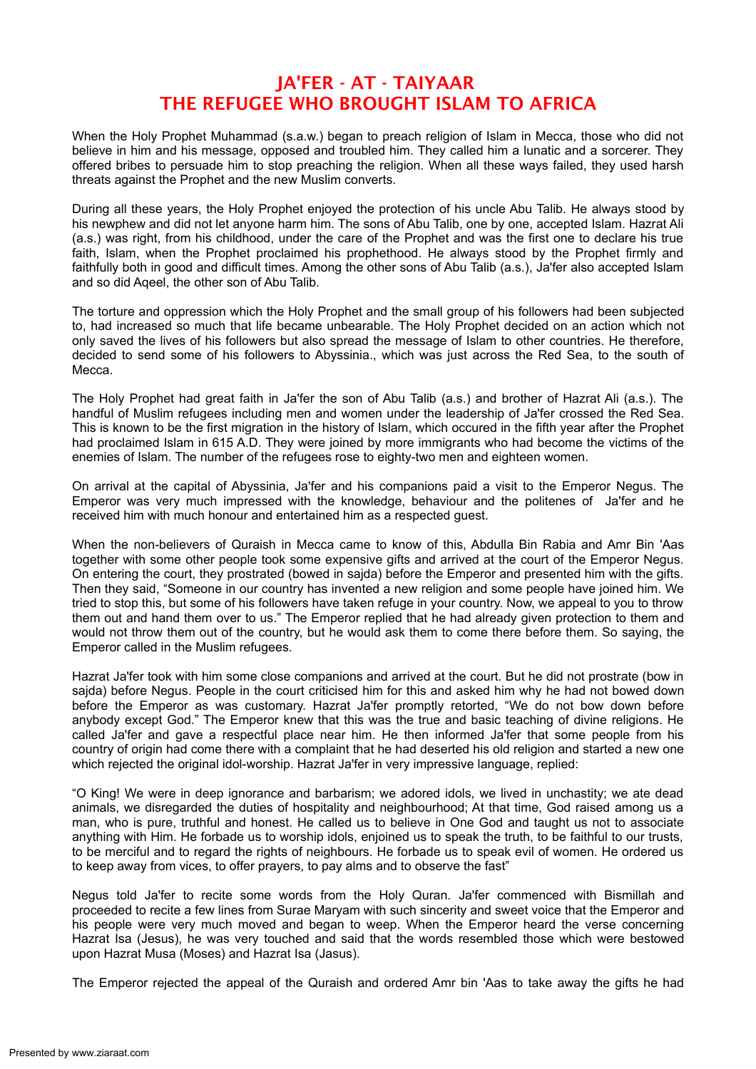# JA'FER - AT - TAIYAAR
# THE REFUGEE WHO BROUGHT ISLAM TO AFRICA

When the Holy Prophet Muhammad (s.a.w.) began to preach religion of Islam in Mecca, those who did not believe in him and his message, opposed and troubled him. They called him a lunatic and a sorcerer. They offered bribes to persuade him to stop preaching the religion. When all these ways failed, they used harsh threats against the Prophet and the new Muslim converts.

During all these years, the Holy Prophet enjoyed the protection of his uncle Abu Talib. He always stood by his newphew and did not let anyone harm him. The sons of Abu Talib, one by one, accepted Islam. Hazrat Ali (a.s.) was right, from his childhood, under the care of the Prophet and was the first one to declare his true faith, Islam, when the Prophet proclaimed his prophethood. He always stood by the Prophet firmly and faithfully both in good and difficult times. Among the other sons of Abu Talib (a.s.), Ja'fer also accepted Islam and so did Aqeel, the other son of Abu Talib.

The torture and oppression which the Holy Prophet and the small group of his followers had been subjected to, had increased so much that life became unbearable. The Holy Prophet decided on an action which not only saved the lives of his followers but also spread the message of Islam to other countries. He therefore, decided to send some of his followers to Abyssinia., which was just across the Red Sea, to the south of Mecca.

The Holy Prophet had great faith in Ja'fer the son of Abu Talib (a.s.) and brother of Hazrat Ali (a.s.). The handful of Muslim refugees including men and women under the leadership of Ja'fer crossed the Red Sea. This is known to be the first migration in the history of Islam, which occured in the fifth year after the Prophet had proclaimed Islam in 615 A.D. They were joined by more immigrants who had become the victims of the enemies of Islam. The number of the refugees rose to eighty-two men and eighteen women.

On arrival at the capital of Abyssinia, Ja'fer and his companions paid a visit to the Emperor Negus. The Emperor was very much impressed with the knowledge, behaviour and the politenes of Ja'fer and he received him with much honour and entertained him as a respected guest.

When the non-believers of Quraish in Mecca came to know of this, Abdulla Bin Rabia and Amr Bin 'Aas together with some other people took some expensive gifts and arrived at the court of the Emperor Negus. On entering the court, they prostrated (bowed in sajda) before the Emperor and presented him with the gifts. Then they said, "Someone in our country has invented a new religion and some people have joined him. We tried to stop this, but some of his followers have taken refuge in your country. Now, we appeal to you to throw them out and hand them over to us." The Emperor replied that he had already given protection to them and would not throw them out of the country, but he would ask them to come there before them. So saying, the Emperor called in the Muslim refugees.

Hazrat Ja'fer took with him some close companions and arrived at the court. But he did not prostrate (bow in sajda) before Negus. People in the court criticised him for this and asked him why he had not bowed down before the Emperor as was customary. Hazrat Ja'fer promptly retorted, "We do not bow down before anybody except God." The Emperor knew that this was the true and basic teaching of divine religions. He called Ja'fer and gave a respectful place near him. He then informed Ja'fer that some people from his country of origin had come there with a complaint that he had deserted his old religion and started a new one which rejected the original idol-worship. Hazrat Ja'fer in very impressive language, replied:

"O King! We were in deep ignorance and barbarism; we adored idols, we lived in unchastity; we ate dead animals, we disregarded the duties of hospitality and neighbourhood; At that time, God raised among us a man, who is pure, truthful and honest. He called us to believe in One God and taught us not to associate anything with Him. He forbade us to worship idols, enjoined us to speak the truth, to be faithful to our trusts, to be merciful and to regard the rights of neighbours. He forbade us to speak evil of women. He ordered us to keep away from vices, to offer prayers, to pay alms and to observe the fast"

Negus told Ja'fer to recite some words from the Holy Quran. Ja'fer commenced with Bismillah and proceeded to recite a few lines from Surae Maryam with such sincerity and sweet voice that the Emperor and his people were very much moved and began to weep. When the Emperor heard the verse concerning Hazrat Isa (Jesus), he was very touched and said that the words resembled those which were bestowed upon Hazrat Musa (Moses) and Hazrat Isa (Jasus).

The Emperor rejected the appeal of the Quraish and ordered Amr bin 'Aas to take away the gifts he had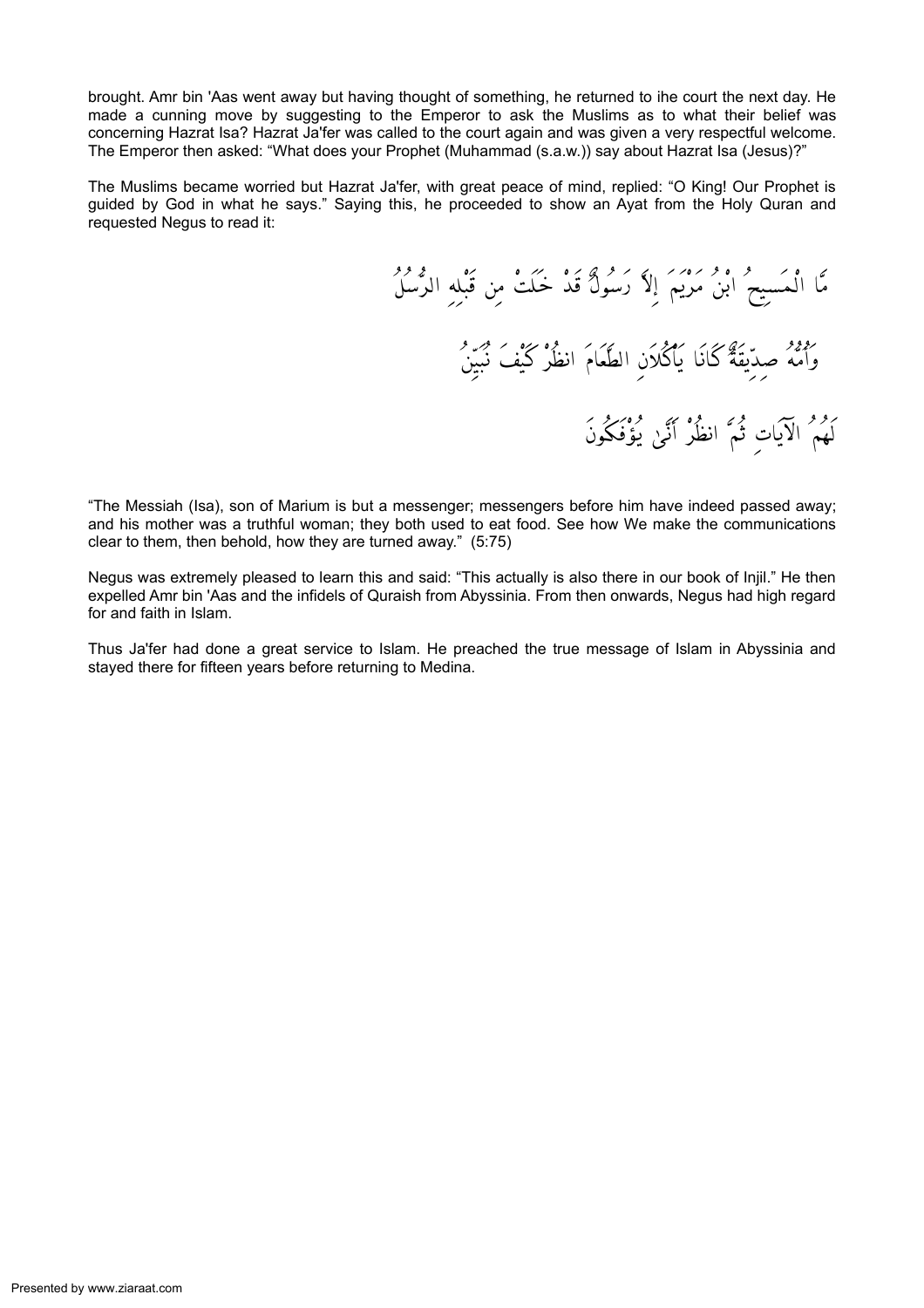brought. Amr bin 'Aas went away but having thought of something, he returned to ihe court the next day. He made a cunning move by suggesting to the Emperor to ask the Muslims as to what their belief was concerning Hazrat Isa? Hazrat Ja'fer was called to the court again and was given a very respectful welcome. The Emperor then asked: "What does your Prophet (Muhammad (s.a.w.)) say about Hazrat Isa (Jesus)?"

The Muslims became worried but Hazrat Ja'fer, with great peace of mind, replied: "O King! Our Prophet is guided by God in what he says." Saying this, he proceeded to show an Ayat from the Holy Quran and requested Negus to read it:

مَّا الْمَسِيحُ ابْنُ مَرْيَمَ إِلاَّ رَسُولٌ قَدْ خَلَتْ مِن قَبْلِهِ الرُّسُلُ

وَأُمُّهُ صِدِّيقَةٌ كَانَا يَأْكُلاَنِ الطَّعَامَ انظُرْ كَيْفَ نُبَيِّنُ

لَهُمُ الآيَاتِ ثُمَّ انظُرْ أَنَّى يُؤْفَكُونَ

"The Messiah (Isa), son of Marium is but a messenger; messengers before him have indeed passed away; and his mother was a truthful woman; they both used to eat food. See how We make the communications clear to them, then behold, how they are turned away." (5:75)

Negus was extremely pleased to learn this and said: "This actually is also there in our book of Injil." He then expelled Amr bin 'Aas and the infidels of Quraish from Abyssinia. From then onwards, Negus had high regard for and faith in Islam.

Thus Ja'fer had done a great service to Islam. He preached the true message of Islam in Abyssinia and stayed there for fifteen years before returning to Medina.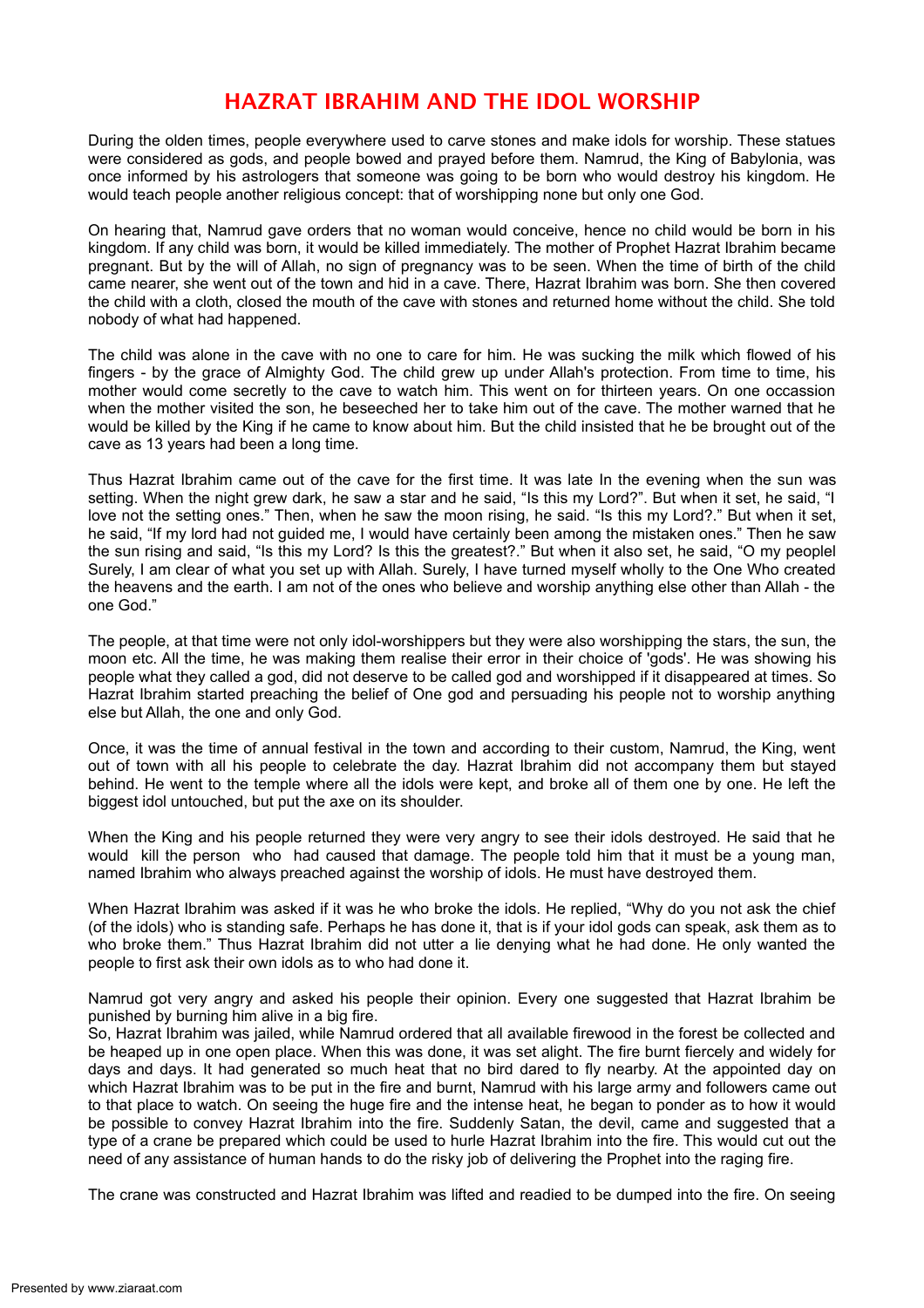# HAZRAT IBRAHIM AND THE IDOL WORSHIP

During the olden times, people everywhere used to carve stones and make idols for worship. These statues were considered as gods, and people bowed and prayed before them. Namrud, the King of Babylonia, was once informed by his astrologers that someone was going to be born who would destroy his kingdom. He would teach people another religious concept: that of worshipping none but only one God.

On hearing that, Namrud gave orders that no woman would conceive, hence no child would be born in his kingdom. If any child was born, it would be killed immediately. The mother of Prophet Hazrat Ibrahim became pregnant. But by the will of Allah, no sign of pregnancy was to be seen. When the time of birth of the child came nearer, she went out of the town and hid in a cave. There, Hazrat Ibrahim was born. She then covered the child with a cloth, closed the mouth of the cave with stones and returned home without the child. She told nobody of what had happened.

The child was alone in the cave with no one to care for him. He was sucking the milk which flowed of his fingers - by the grace of Almighty God. The child grew up under Allah's protection. From time to time, his mother would come secretly to the cave to watch him. This went on for thirteen years. On one occassion when the mother visited the son, he beseeched her to take him out of the cave. The mother warned that he would be killed by the King if he came to know about him. But the child insisted that he be brought out of the cave as 13 years had been a long time.

Thus Hazrat Ibrahim came out of the cave for the first time. It was late In the evening when the sun was setting. When the night grew dark, he saw a star and he said, "Is this my Lord?". But when it set, he said, "I love not the setting ones." Then, when he saw the moon rising, he said. "Is this my Lord?." But when it set, he said, "If my lord had not guided me, I would have certainly been among the mistaken ones." Then he saw the sun rising and said, "Is this my Lord? Is this the greatest?." But when it also set, he said, "O my peoplel Surely, I am clear of what you set up with Allah. Surely, I have turned myself wholly to the One Who created the heavens and the earth. I am not of the ones who believe and worship anything else other than Allah - the one God."

The people, at that time were not only idol-worshippers but they were also worshipping the stars, the sun, the moon etc. All the time, he was making them realise their error in their choice of 'gods'. He was showing his people what they called a god, did not deserve to be called god and worshipped if it disappeared at times. So Hazrat Ibrahim started preaching the belief of One god and persuading his people not to worship anything else but Allah, the one and only God.

Once, it was the time of annual festival in the town and according to their custom, Namrud, the King, went out of town with all his people to celebrate the day. Hazrat Ibrahim did not accompany them but stayed behind. He went to the temple where all the idols were kept, and broke all of them one by one. He left the biggest idol untouched, but put the axe on its shoulder.

When the King and his people returned they were very angry to see their idols destroyed. He said that he would kill the person who had caused that damage. The people told him that it must be a young man, named Ibrahim who always preached against the worship of idols. He must have destroyed them.

When Hazrat Ibrahim was asked if it was he who broke the idols. He replied, "Why do you not ask the chief (of the idols) who is standing safe. Perhaps he has done it, that is if your idol gods can speak, ask them as to who broke them." Thus Hazrat Ibrahim did not utter a lie denying what he had done. He only wanted the people to first ask their own idols as to who had done it.

Namrud got very angry and asked his people their opinion. Every one suggested that Hazrat Ibrahim be punished by burning him alive in a big fire.
So, Hazrat Ibrahim was jailed, while Namrud ordered that all available firewood in the forest be collected and be heaped up in one open place. When this was done, it was set alight. The fire burnt fiercely and widely for days and days. It had generated so much heat that no bird dared to fly nearby. At the appointed day on which Hazrat Ibrahim was to be put in the fire and burnt, Namrud with his large army and followers came out to that place to watch. On seeing the huge fire and the intense heat, he began to ponder as to how it would be possible to convey Hazrat Ibrahim into the fire. Suddenly Satan, the devil, came and suggested that a type of a crane be prepared which could be used to hurle Hazrat Ibrahim into the fire. This would cut out the need of any assistance of human hands to do the risky job of delivering the Prophet into the raging fire.

The crane was constructed and Hazrat Ibrahim was lifted and readied to be dumped into the fire. On seeing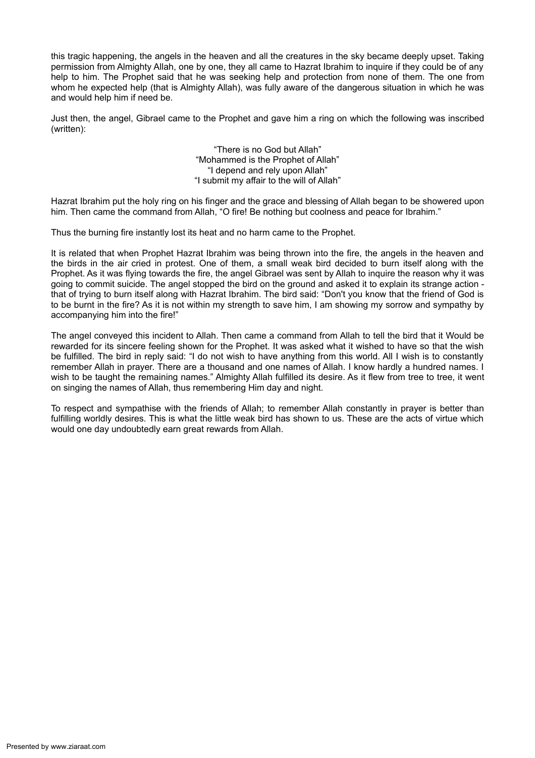this tragic happening, the angels in the heaven and all the creatures in the sky became deeply upset. Taking permission from Almighty Allah, one by one, they all came to Hazrat Ibrahim to inquire if they could be of any help to him. The Prophet said that he was seeking help and protection from none of them. The one from whom he expected help (that is Almighty Allah), was fully aware of the dangerous situation in which he was and would help him if need be.

Just then, the angel, Gibrael came to the Prophet and gave him a ring on which the following was inscribed (written):

"There is no God but Allah"
"Mohammed is the Prophet of Allah"
"I depend and rely upon Allah"
"I submit my affair to the will of Allah"

Hazrat Ibrahim put the holy ring on his finger and the grace and blessing of Allah began to be showered upon him. Then came the command from Allah, "O fire! Be nothing but coolness and peace for Ibrahim."

Thus the burning fire instantly lost its heat and no harm came to the Prophet.

It is related that when Prophet Hazrat Ibrahim was being thrown into the fire, the angels in the heaven and the birds in the air cried in protest. One of them, a small weak bird decided to burn itself along with the Prophet. As it was flying towards the fire, the angel Gibrael was sent by Allah to inquire the reason why it was going to commit suicide. The angel stopped the bird on the ground and asked it to explain its strange action - that of trying to burn itself along with Hazrat Ibrahim. The bird said: "Don't you know that the friend of God is to be burnt in the fire? As it is not within my strength to save him, I am showing my sorrow and sympathy by accompanying him into the fire!"

The angel conveyed this incident to Allah. Then came a command from Allah to tell the bird that it Would be rewarded for its sincere feeling shown for the Prophet. It was asked what it wished to have so that the wish be fulfilled. The bird in reply said: "I do not wish to have anything from this world. All I wish is to constantly remember Allah in prayer. There are a thousand and one names of Allah. I know hardly a hundred names. I wish to be taught the remaining names." Almighty Allah fulfilled its desire. As it flew from tree to tree, it went on singing the names of Allah, thus remembering Him day and night.

To respect and sympathise with the friends of Allah; to remember Allah constantly in prayer is better than fulfilling worldly desires. This is what the little weak bird has shown to us. These are the acts of virtue which would one day undoubtedly earn great rewards from Allah.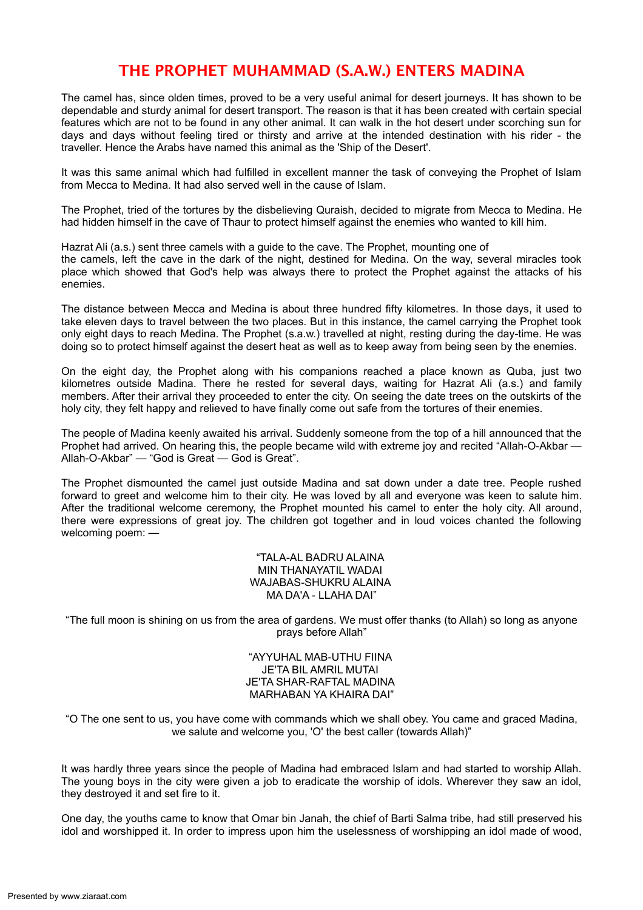# THE PROPHET MUHAMMAD (S.A.W.) ENTERS MADINA

The camel has, since olden times, proved to be a very useful animal for desert journeys. It has shown to be dependable and sturdy animal for desert transport. The reason is that it has been created with certain special features which are not to be found in any other animal. It can walk in the hot desert under scorching sun for days and days without feeling tired or thirsty and arrive at the intended destination with his rider - the traveller. Hence the Arabs have named this animal as the 'Ship of the Desert'.

It was this same animal which had fulfilled in excellent manner the task of conveying the Prophet of Islam from Mecca to Medina. It had also served well in the cause of Islam.

The Prophet, tried of the tortures by the disbelieving Quraish, decided to migrate from Mecca to Medina. He had hidden himself in the cave of Thaur to protect himself against the enemies who wanted to kill him.

Hazrat Ali (a.s.) sent three camels with a guide to the cave. The Prophet, mounting one of the camels, left the cave in the dark of the night, destined for Medina. On the way, several miracles took place which showed that God's help was always there to protect the Prophet against the attacks of his enemies.

The distance between Mecca and Medina is about three hundred fifty kilometres. In those days, it used to take eleven days to travel between the two places. But in this instance, the camel carrying the Prophet took only eight days to reach Medina. The Prophet (s.a.w.) travelled at night, resting during the day-time. He was doing so to protect himself against the desert heat as well as to keep away from being seen by the enemies.

On the eight day, the Prophet along with his companions reached a place known as Quba, just two kilometres outside Madina. There he rested for several days, waiting for Hazrat Ali (a.s.) and family members. After their arrival they proceeded to enter the city. On seeing the date trees on the outskirts of the holy city, they felt happy and relieved to have finally come out safe from the tortures of their enemies.

The people of Madina keenly awaited his arrival. Suddenly someone from the top of a hill announced that the Prophet had arrived. On hearing this, the people became wild with extreme joy and recited “Allah-O-Akbar — Allah-O-Akbar” — “God is Great — God is Great”.

The Prophet dismounted the camel just outside Madina and sat down under a date tree. People rushed forward to greet and welcome him to their city. He was loved by all and everyone was keen to salute him. After the traditional welcome ceremony, the Prophet mounted his camel to enter the holy city. All around, there were expressions of great joy. The children got together and in loud voices chanted the following welcoming poem: —

“TALA-AL BADRU ALAINA
MIN THANAYATIL WADAI
WAJABAS-SHUKRU ALAINA
MA DA'A - LLAHA DAI”

“The full moon is shining on us from the area of gardens. We must offer thanks (to Allah) so long as anyone prays before Allah”

“AYYUHAL MAB-UTHU FIINA
JE'TA BIL AMRIL MUTAI
JE'TA SHAR-RAFTAL MADINA
MARHABAN YA KHAIRA DAI”

“O The one sent to us, you have come with commands which we shall obey. You came and graced Madina, we salute and welcome you, 'O' the best caller (towards Allah)”

It was hardly three years since the people of Madina had embraced Islam and had started to worship Allah. The young boys in the city were given a job to eradicate the worship of idols. Wherever they saw an idol, they destroyed it and set fire to it.

One day, the youths came to know that Omar bin Janah, the chief of Barti Salma tribe, had still preserved his idol and worshipped it. In order to impress upon him the uselessness of worshipping an idol made of wood,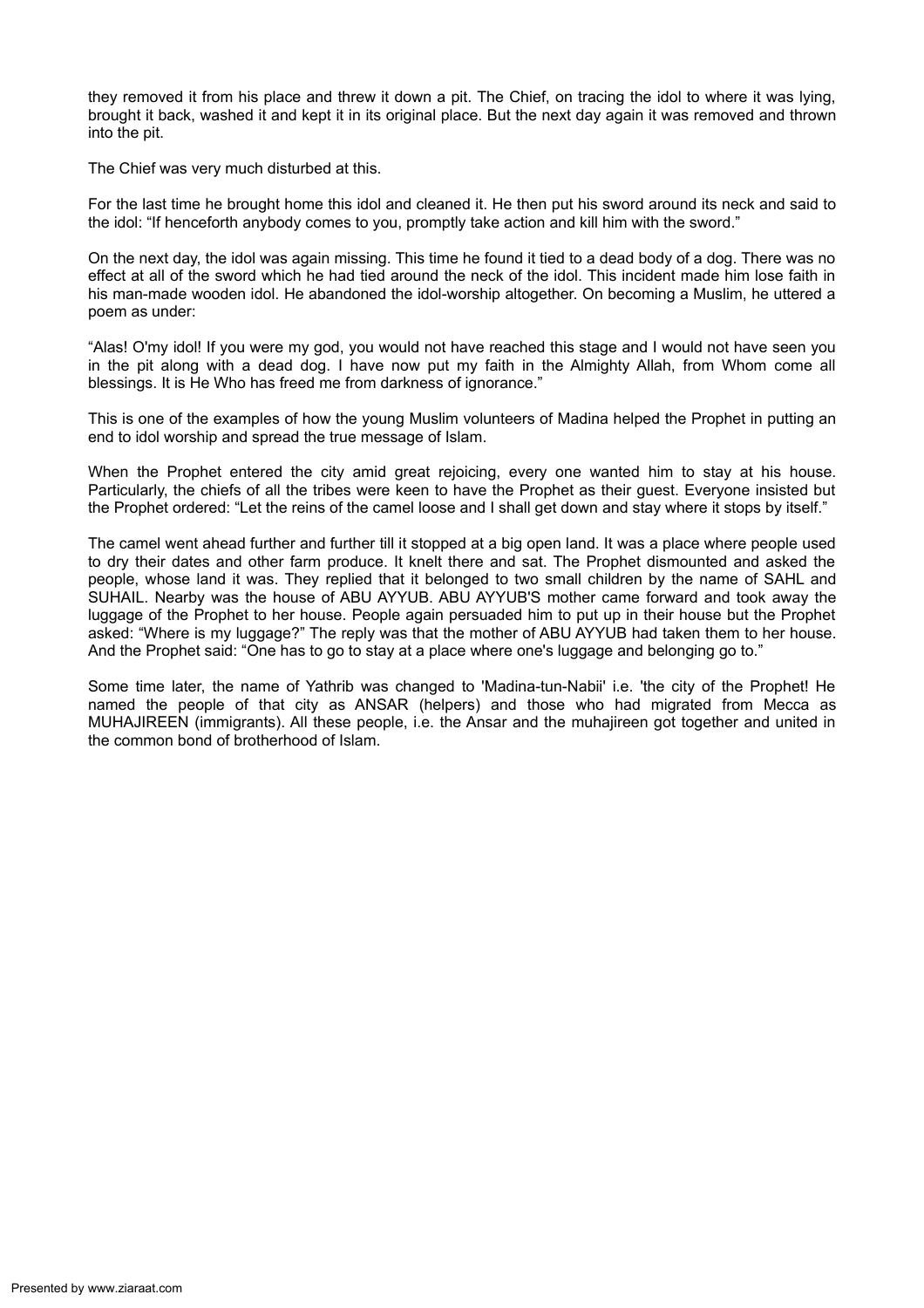they removed it from his place and threw it down a pit. The Chief, on tracing the idol to where it was lying, brought it back, washed it and kept it in its original place. But the next day again it was removed and thrown into the pit.

The Chief was very much disturbed at this.

For the last time he brought home this idol and cleaned it. He then put his sword around its neck and said to the idol: "If henceforth anybody comes to you, promptly take action and kill him with the sword."

On the next day, the idol was again missing. This time he found it tied to a dead body of a dog. There was no effect at all of the sword which he had tied around the neck of the idol. This incident made him lose faith in his man-made wooden idol. He abandoned the idol-worship altogether. On becoming a Muslim, he uttered a poem as under:

"Alas! O'my idol! If you were my god, you would not have reached this stage and I would not have seen you in the pit along with a dead dog. I have now put my faith in the Almighty Allah, from Whom come all blessings. It is He Who has freed me from darkness of ignorance."

This is one of the examples of how the young Muslim volunteers of Madina helped the Prophet in putting an end to idol worship and spread the true message of Islam.

When the Prophet entered the city amid great rejoicing, every one wanted him to stay at his house. Particularly, the chiefs of all the tribes were keen to have the Prophet as their guest. Everyone insisted but the Prophet ordered: "Let the reins of the camel loose and I shall get down and stay where it stops by itself."

The camel went ahead further and further till it stopped at a big open land. It was a place where people used to dry their dates and other farm produce. It knelt there and sat. The Prophet dismounted and asked the people, whose land it was. They replied that it belonged to two small children by the name of SAHL and SUHAIL. Nearby was the house of ABU AYYUB. ABU AYYUB'S mother came forward and took away the luggage of the Prophet to her house. People again persuaded him to put up in their house but the Prophet asked: "Where is my luggage?" The reply was that the mother of ABU AYYUB had taken them to her house. And the Prophet said: "One has to go to stay at a place where one's luggage and belonging go to."

Some time later, the name of Yathrib was changed to 'Madina-tun-Nabii' i.e. 'the city of the Prophet! He named the people of that city as ANSAR (helpers) and those who had migrated from Mecca as MUHAJIREEN (immigrants). All these people, i.e. the Ansar and the muhajireen got together and united in the common bond of brotherhood of Islam.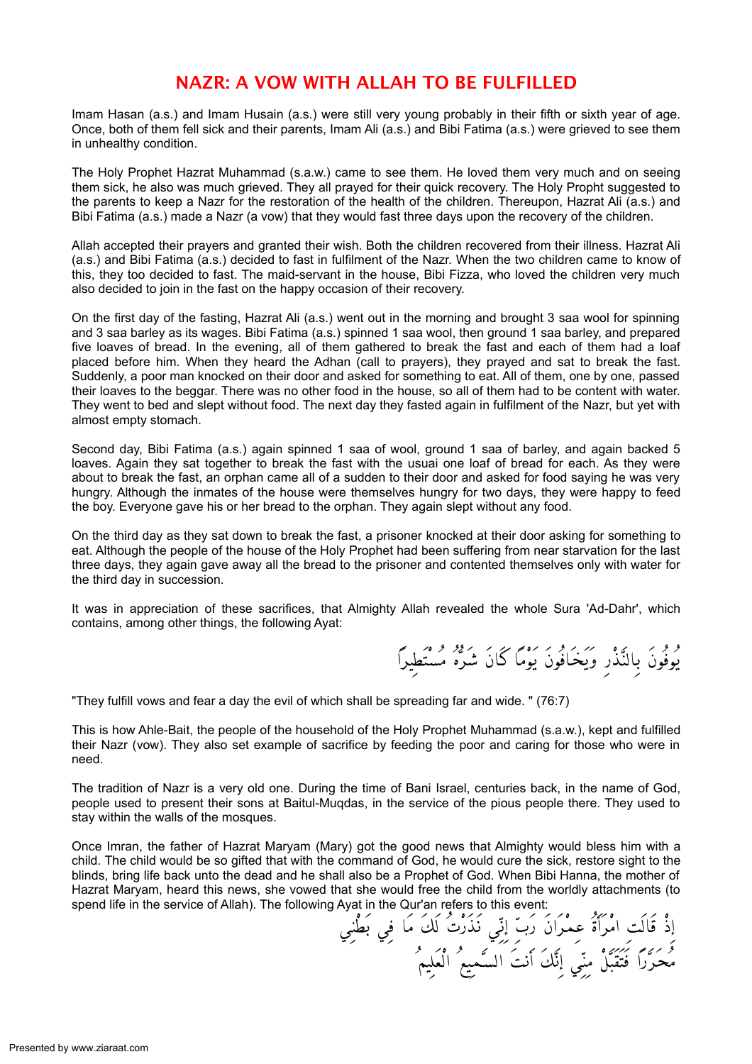# NAZR: A VOW WITH ALLAH TO BE FULFILLED

Imam Hasan (a.s.) and Imam Husain (a.s.) were still very young probably in their fifth or sixth year of age. Once, both of them fell sick and their parents, Imam Ali (a.s.) and Bibi Fatima (a.s.) were grieved to see them in unhealthy condition.

The Holy Prophet Hazrat Muhammad (s.a.w.) came to see them. He loved them very much and on seeing them sick, he also was much grieved. They all prayed for their quick recovery. The Holy Propht suggested to the parents to keep a Nazr for the restoration of the health of the children. Thereupon, Hazrat Ali (a.s.) and Bibi Fatima (a.s.) made a Nazr (a vow) that they would fast three days upon the recovery of the children.

Allah accepted their prayers and granted their wish. Both the children recovered from their illness. Hazrat Ali (a.s.) and Bibi Fatima (a.s.) decided to fast in fulfilment of the Nazr. When the two children came to know of this, they too decided to fast. The maid-servant in the house, Bibi Fizza, who loved the children very much also decided to join in the fast on the happy occasion of their recovery.

On the first day of the fasting, Hazrat Ali (a.s.) went out in the morning and brought 3 saa wool for spinning and 3 saa barley as its wages. Bibi Fatima (a.s.) spinned 1 saa wool, then ground 1 saa barley, and prepared five loaves of bread. In the evening, all of them gathered to break the fast and each of them had a loaf placed before him. When they heard the Adhan (call to prayers), they prayed and sat to break the fast. Suddenly, a poor man knocked on their door and asked for something to eat. All of them, one by one, passed their loaves to the beggar. There was no other food in the house, so all of them had to be content with water. They went to bed and slept without food. The next day they fasted again in fulfilment of the Nazr, but yet with almost empty stomach.

Second day, Bibi Fatima (a.s.) again spinned 1 saa of wool, ground 1 saa of barley, and again backed 5 loaves. Again they sat together to break the fast with the usual one loaf of bread for each. As they were about to break the fast, an orphan came all of a sudden to their door and asked for food saying he was very hungry. Although the inmates of the house were themselves hungry for two days, they were happy to feed the boy. Everyone gave his or her bread to the orphan. They again slept without any food.

On the third day as they sat down to break the fast, a prisoner knocked at their door asking for something to eat. Although the people of the house of the Holy Prophet had been suffering from near starvation for the last three days, they again gave away all the bread to the prisoner and contented themselves only with water for the third day in succession.

It was in appreciation of these sacrifices, that Almighty Allah revealed the whole Sura 'Ad-Dahr', which contains, among other things, the following Ayat:

يُوفُونَ بِالنَّذْرِ وَيَخَافُونَ يَوْمًا كَانَ شَرُّهُ مُسْتَطِيرًا

"They fulfill vows and fear a day the evil of which shall be spreading far and wide. " (76:7)

This is how Ahle-Bait, the people of the household of the Holy Prophet Muhammad (s.a.w.), kept and fulfilled their Nazr (vow). They also set example of sacrifice by feeding the poor and caring for those who were in need.

The tradition of Nazr is a very old one. During the time of Bani Israel, centuries back, in the name of God, people used to present their sons at Baitul-Muqdas, in the service of the pious people there. They used to stay within the walls of the mosques.

Once Imran, the father of Hazrat Maryam (Mary) got the good news that Almighty would bless him with a child. The child would be so gifted that with the command of God, he would cure the sick, restore sight to the blinds, bring life back unto the dead and he shall also be a Prophet of God. When Bibi Hanna, the mother of Hazrat Maryam, heard this news, she vowed that she would free the child from the worldly attachments (to spend life in the service of Allah). The following Ayat in the Qur'an refers to this event:

إِذْ قَالَتِ امْرَأَةُ عِمْرَانَ رَبِّ إِنِّي نَذَرْتُ لَكَ مَا فِي بَطْنِي مُحَرَّرًا فَتَقَبَّلْ مِنِّي إِنَّكَ أَنتَ السَّمِيعُ الْعَلِيمُ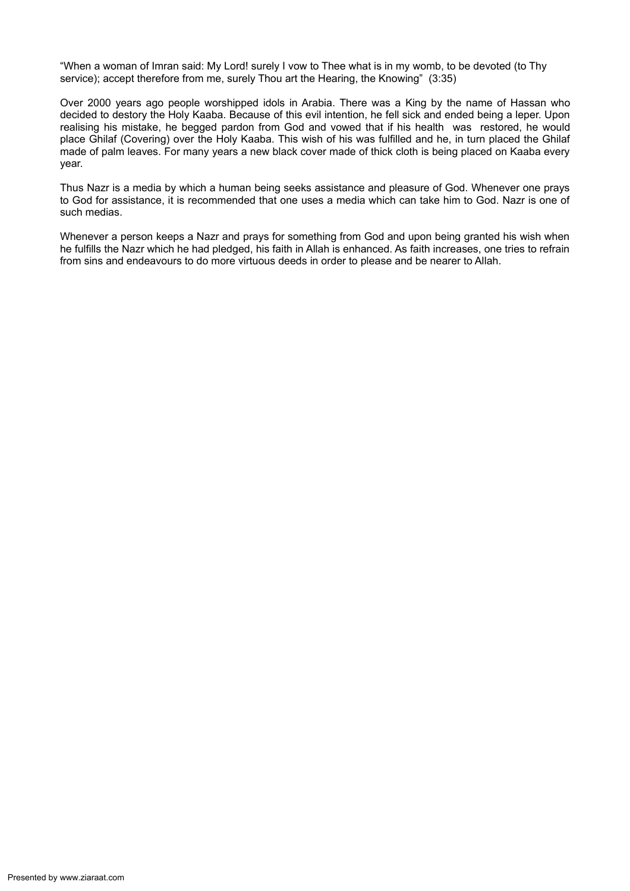“When a woman of Imran said: My Lord! surely I vow to Thee what is in my womb, to be devoted (to Thy service); accept therefore from me, surely Thou art the Hearing, the Knowing” (3:35)

Over 2000 years ago people worshipped idols in Arabia. There was a King by the name of Hassan who decided to destory the Holy Kaaba. Because of this evil intention, he fell sick and ended being a leper. Upon realising his mistake, he begged pardon from God and vowed that if his health was restored, he would place Ghilaf (Covering) over the Holy Kaaba. This wish of his was fulfilled and he, in turn placed the Ghilaf made of palm leaves. For many years a new black cover made of thick cloth is being placed on Kaaba every year.

Thus Nazr is a media by which a human being seeks assistance and pleasure of God. Whenever one prays to God for assistance, it is recommended that one uses a media which can take him to God. Nazr is one of such medias.

Whenever a person keeps a Nazr and prays for something from God and upon being granted his wish when he fulfills the Nazr which he had pledged, his faith in Allah is enhanced. As faith increases, one tries to refrain from sins and endeavours to do more virtuous deeds in order to please and be nearer to Allah.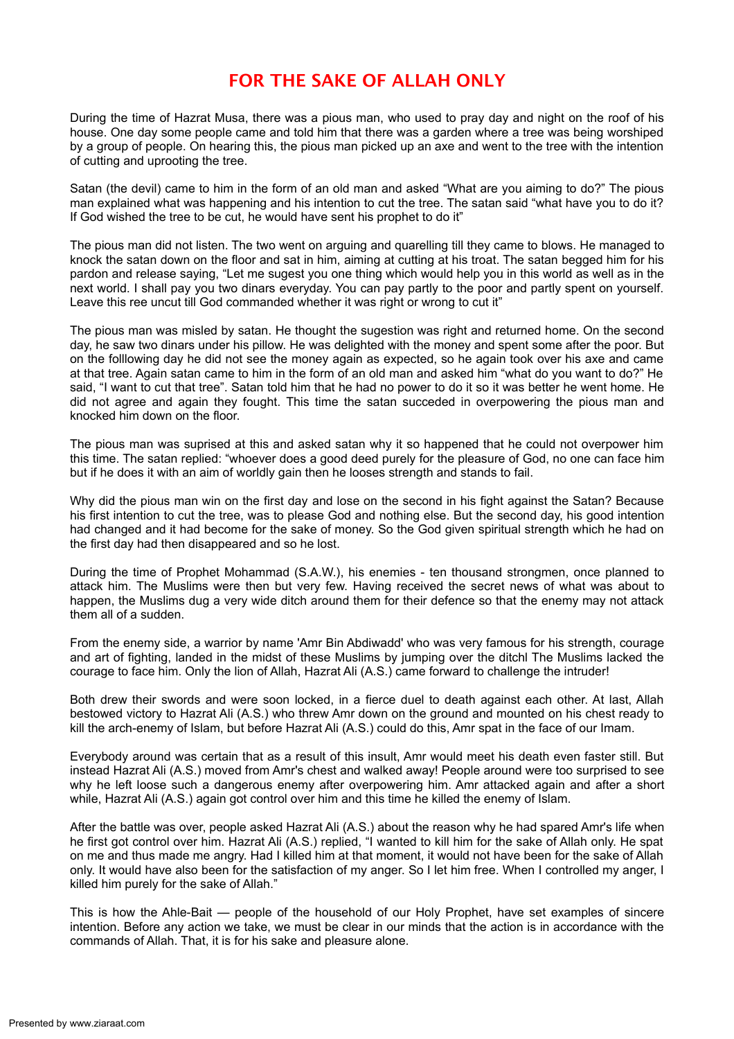# FOR THE SAKE OF ALLAH ONLY

During the time of Hazrat Musa, there was a pious man, who used to pray day and night on the roof of his house. One day some people came and told him that there was a garden where a tree was being worshiped by a group of people. On hearing this, the pious man picked up an axe and went to the tree with the intention of cutting and uprooting the tree.

Satan (the devil) came to him in the form of an old man and asked "What are you aiming to do?" The pious man explained what was happening and his intention to cut the tree. The satan said "what have you to do it? If God wished the tree to be cut, he would have sent his prophet to do it"

The pious man did not listen. The two went on arguing and quarelling till they came to blows. He managed to knock the satan down on the floor and sat in him, aiming at cutting at his troat. The satan begged him for his pardon and release saying, "Let me sugest you one thing which would help you in this world as well as in the next world. I shall pay you two dinars everyday. You can pay partly to the poor and partly spent on yourself. Leave this ree uncut till God commanded whether it was right or wrong to cut it"

The pious man was misled by satan. He thought the sugestion was right and returned home. On the second day, he saw two dinars under his pillow. He was delighted with the money and spent some after the poor. But on the folllowing day he did not see the money again as expected, so he again took over his axe and came at that tree. Again satan came to him in the form of an old man and asked him "what do you want to do?" He said, "I want to cut that tree". Satan told him that he had no power to do it so it was better he went home. He did not agree and again they fought. This time the satan succeded in overpowering the pious man and knocked him down on the floor.

The pious man was suprised at this and asked satan why it so happened that he could not overpower him this time. The satan replied: "whoever does a good deed purely for the pleasure of God, no one can face him but if he does it with an aim of worldly gain then he looses strength and stands to fail.

Why did the pious man win on the first day and lose on the second in his fight against the Satan? Because his first intention to cut the tree, was to please God and nothing else. But the second day, his good intention had changed and it had become for the sake of money. So the God given spiritual strength which he had on the first day had then disappeared and so he lost.

During the time of Prophet Mohammad (S.A.W.), his enemies - ten thousand strongmen, once planned to attack him. The Muslims were then but very few. Having received the secret news of what was about to happen, the Muslims dug a very wide ditch around them for their defence so that the enemy may not attack them all of a sudden.

From the enemy side, a warrior by name 'Amr Bin Abdiwadd' who was very famous for his strength, courage and art of fighting, landed in the midst of these Muslims by jumping over the ditchl The Muslims lacked the courage to face him. Only the lion of Allah, Hazrat Ali (A.S.) came forward to challenge the intruder!

Both drew their swords and were soon locked, in a fierce duel to death against each other. At last, Allah bestowed victory to Hazrat Ali (A.S.) who threw Amr down on the ground and mounted on his chest ready to kill the arch-enemy of Islam, but before Hazrat Ali (A.S.) could do this, Amr spat in the face of our Imam.

Everybody around was certain that as a result of this insult, Amr would meet his death even faster still. But instead Hazrat Ali (A.S.) moved from Amr's chest and walked away! People around were too surprised to see why he left loose such a dangerous enemy after overpowering him. Amr attacked again and after a short while, Hazrat Ali (A.S.) again got control over him and this time he killed the enemy of Islam.

After the battle was over, people asked Hazrat Ali (A.S.) about the reason why he had spared Amr's life when he first got control over him. Hazrat Ali (A.S.) replied, "I wanted to kill him for the sake of Allah only. He spat on me and thus made me angry. Had I killed him at that moment, it would not have been for the sake of Allah only. It would have also been for the satisfaction of my anger. So I let him free. When I controlled my anger, I killed him purely for the sake of Allah."

This is how the Ahle-Bait — people of the household of our Holy Prophet, have set examples of sincere intention. Before any action we take, we must be clear in our minds that the action is in accordance with the commands of Allah. That, it is for his sake and pleasure alone.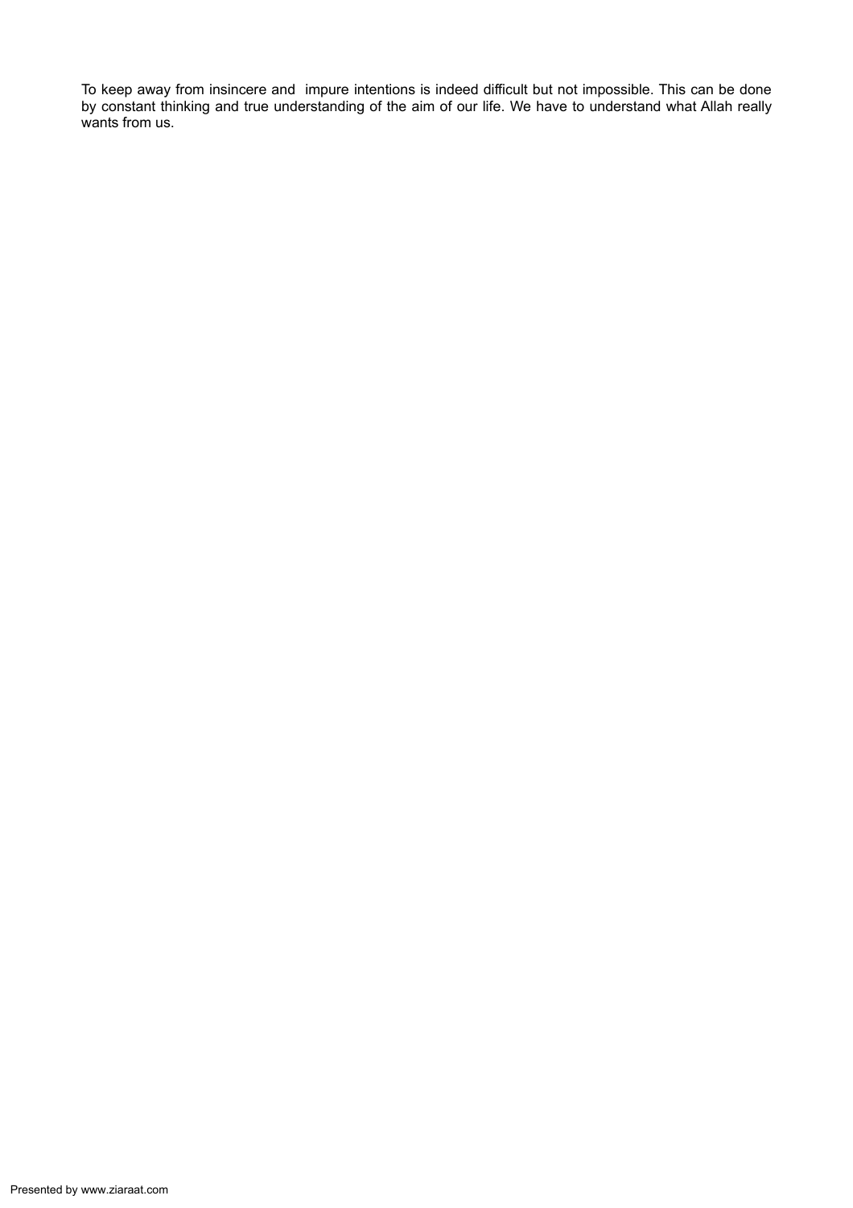To keep away from insincere and impure intentions is indeed difficult but not impossible. This can be done by constant thinking and true understanding of the aim of our life. We have to understand what Allah really wants from us.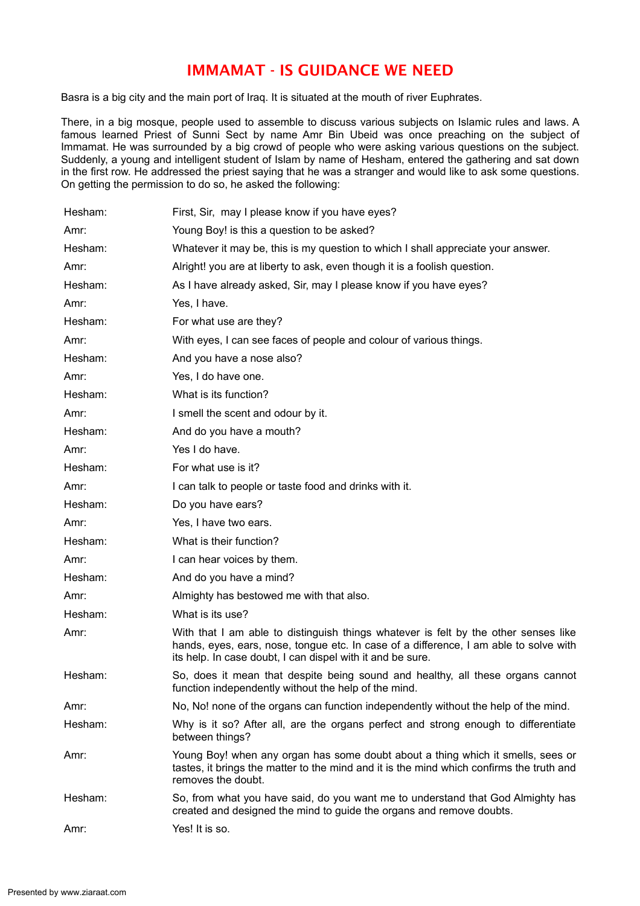# IMMAMAT - IS GUIDANCE WE NEED

Basra is a big city and the main port of Iraq. It is situated at the mouth of river Euphrates.

There, in a big mosque, people used to assemble to discuss various subjects on Islamic rules and laws. A famous learned Priest of Sunni Sect by name Amr Bin Ubeid was once preaching on the subject of Immamat. He was surrounded by a big crowd of people who were asking various questions on the subject. Suddenly, a young and intelligent student of Islam by name of Hesham, entered the gathering and sat down in the first row. He addressed the priest saying that he was a stranger and would like to ask some questions. On getting the permission to do so, he asked the following:

| | |
|---|---|
| Hesham: | First, Sir, may I please know if you have eyes? |
| Amr: | Young Boy! is this a question to be asked? |
| Hesham: | Whatever it may be, this is my question to which I shall appreciate your answer. |
| Amr: | Alright! you are at liberty to ask, even though it is a foolish question. |
| Hesham: | As I have already asked, Sir, may I please know if you have eyes? |
| Amr: | Yes, I have. |
| Hesham: | For what use are they? |
| Amr: | With eyes, I can see faces of people and colour of various things. |
| Hesham: | And you have a nose also? |
| Amr: | Yes, I do have one. |
| Hesham: | What is its function? |
| Amr: | I smell the scent and odour by it. |
| Hesham: | And do you have a mouth? |
| Amr: | Yes I do have. |
| Hesham: | For what use is it? |
| Amr: | I can talk to people or taste food and drinks with it. |
| Hesham: | Do you have ears? |
| Amr: | Yes, I have two ears. |
| Hesham: | What is their function? |
| Amr: | I can hear voices by them. |
| Hesham: | And do you have a mind? |
| Amr: | Almighty has bestowed me with that also. |
| Hesham: | What is its use? |
| Amr: | With that I am able to distinguish things whatever is felt by the other senses like hands, eyes, ears, nose, tongue etc. In case of a difference, I am able to solve with its help. In case doubt, I can dispel with it and be sure. |
| Hesham: | So, does it mean that despite being sound and healthy, all these organs cannot function independently without the help of the mind. |
| Amr: | No, No! none of the organs can function independently without the help of the mind. |
| Hesham: | Why is it so? After all, are the organs perfect and strong enough to differentiate between things? |
| Amr: | Young Boy! when any organ has some doubt about a thing which it smells, sees or tastes, it brings the matter to the mind and it is the mind which confirms the truth and removes the doubt. |
| Hesham: | So, from what you have said, do you want me to understand that God Almighty has created and designed the mind to guide the organs and remove doubts. |
| Amr: | Yes! It is so. |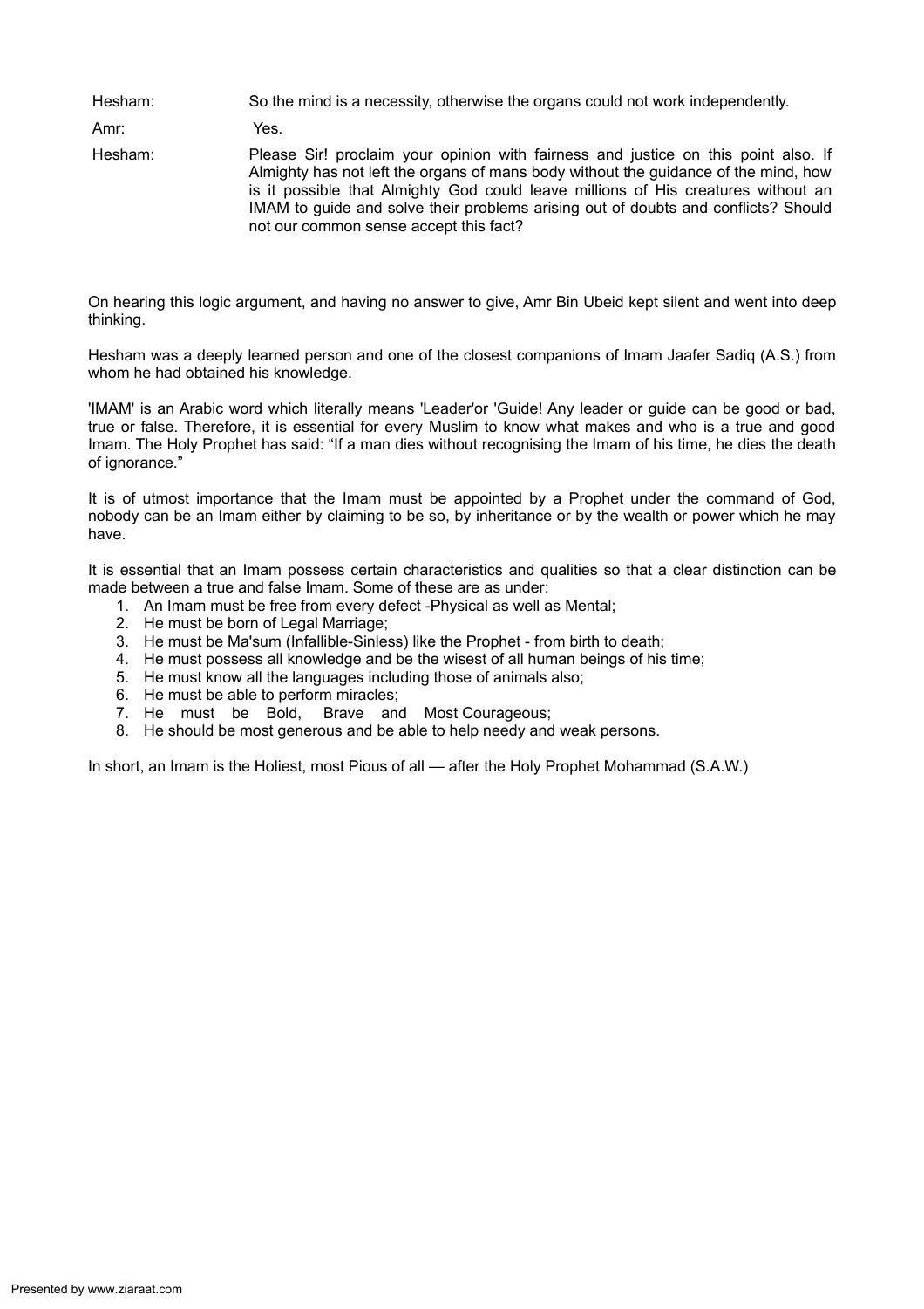Hesham: So the mind is a necessity, otherwise the organs could not work independently.

Amr: Yes.

Hesham: Please Sir! proclaim your opinion with fairness and justice on this point also. If Almighty has not left the organs of mans body without the guidance of the mind, how is it possible that Almighty God could leave millions of His creatures without an IMAM to guide and solve their problems arising out of doubts and conflicts? Should not our common sense accept this fact?

On hearing this logic argument, and having no answer to give, Amr Bin Ubeid kept silent and went into deep thinking.

Hesham was a deeply learned person and one of the closest companions of Imam Jaafer Sadiq (A.S.) from whom he had obtained his knowledge.

'IMAM' is an Arabic word which literally means 'Leader'or 'Guide! Any leader or guide can be good or bad, true or false. Therefore, it is essential for every Muslim to know what makes and who is a true and good Imam. The Holy Prophet has said: “If a man dies without recognising the Imam of his time, he dies the death of ignorance.”

It is of utmost importance that the Imam must be appointed by a Prophet under the command of God, nobody can be an Imam either by claiming to be so, by inheritance or by the wealth or power which he may have.

It is essential that an Imam possess certain characteristics and qualities so that a clear distinction can be made between a true and false Imam. Some of these are as under:

1. An Imam must be free from every defect -Physical as well as Mental;
2. He must be born of Legal Marriage;
3. He must be Ma'sum (Infallible-Sinless) like the Prophet - from birth to death;
4. He must possess all knowledge and be the wisest of all human beings of his time;
5. He must know all the languages including those of animals also;
6. He must be able to perform miracles;
7. He must be Bold, Brave and Most Courageous;
8. He should be most generous and be able to help needy and weak persons.

In short, an Imam is the Holiest, most Pious of all — after the Holy Prophet Mohammad (S.A.W.)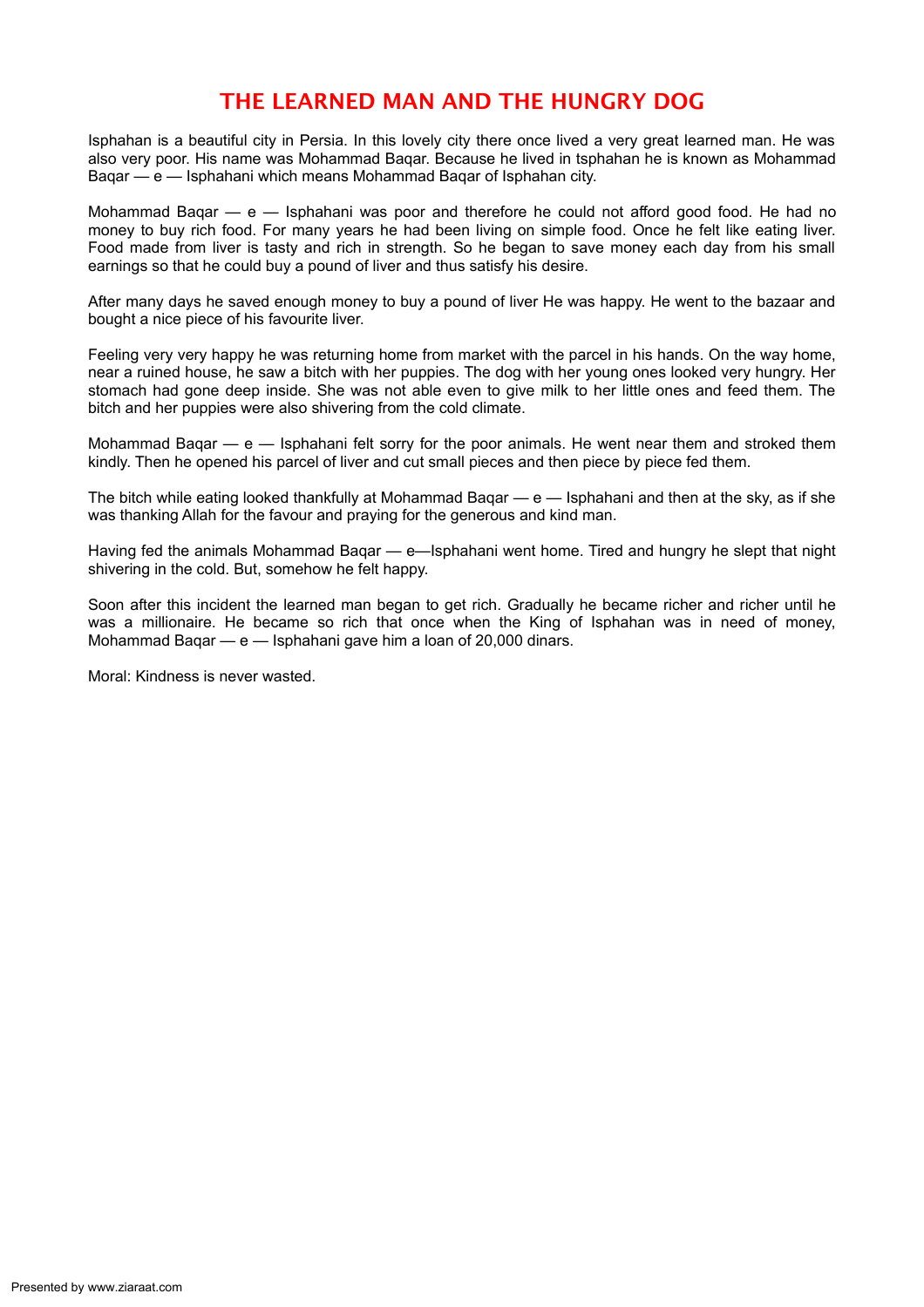# THE LEARNED MAN AND THE HUNGRY DOG

Isphahan is a beautiful city in Persia. In this lovely city there once lived a very great learned man. He was also very poor. His name was Mohammad Baqar. Because he lived in tsphahan he is known as Mohammad Baqar — e — Isphahani which means Mohammad Baqar of Isphahan city.

Mohammad Baqar — e — Isphahani was poor and therefore he could not afford good food. He had no money to buy rich food. For many years he had been living on simple food. Once he felt like eating liver. Food made from liver is tasty and rich in strength. So he began to save money each day from his small earnings so that he could buy a pound of liver and thus satisfy his desire.

After many days he saved enough money to buy a pound of liver He was happy. He went to the bazaar and bought a nice piece of his favourite liver.

Feeling very very happy he was returning home from market with the parcel in his hands. On the way home, near a ruined house, he saw a bitch with her puppies. The dog with her young ones looked very hungry. Her stomach had gone deep inside. She was not able even to give milk to her little ones and feed them. The bitch and her puppies were also shivering from the cold climate.

Mohammad Baqar — e — Isphahani felt sorry for the poor animals. He went near them and stroked them kindly. Then he opened his parcel of liver and cut small pieces and then piece by piece fed them.

The bitch while eating looked thankfully at Mohammad Baqar — e — Isphahani and then at the sky, as if she was thanking Allah for the favour and praying for the generous and kind man.

Having fed the animals Mohammad Baqar — e—Isphahani went home. Tired and hungry he slept that night shivering in the cold. But, somehow he felt happy.

Soon after this incident the learned man began to get rich. Gradually he became richer and richer until he was a millionaire. He became so rich that once when the King of Isphahan was in need of money, Mohammad Baqar — e — Isphahani gave him a loan of 20,000 dinars.

Moral: Kindness is never wasted.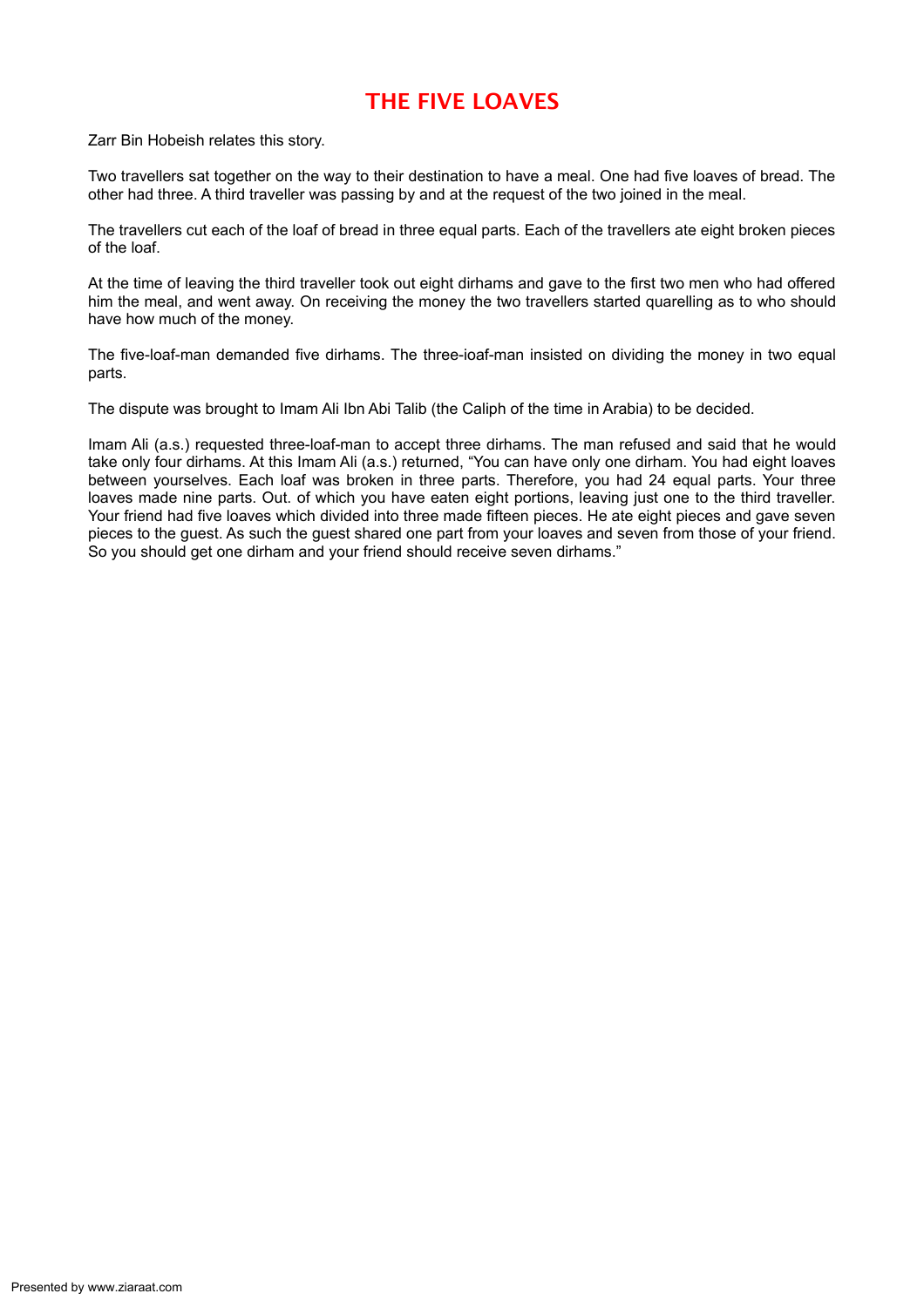# THE FIVE LOAVES

Zarr Bin Hobeish relates this story.

Two travellers sat together on the way to their destination to have a meal. One had five loaves of bread. The other had three. A third traveller was passing by and at the request of the two joined in the meal.

The travellers cut each of the loaf of bread in three equal parts. Each of the travellers ate eight broken pieces of the loaf.

At the time of leaving the third traveller took out eight dirhams and gave to the first two men who had offered him the meal, and went away. On receiving the money the two travellers started quarelling as to who should have how much of the money.

The five-loaf-man demanded five dirhams. The three-ioaf-man insisted on dividing the money in two equal parts.

The dispute was brought to Imam Ali Ibn Abi Talib (the Caliph of the time in Arabia) to be decided.

Imam Ali (a.s.) requested three-loaf-man to accept three dirhams. The man refused and said that he would take only four dirhams. At this Imam Ali (a.s.) returned, "You can have only one dirham. You had eight loaves between yourselves. Each loaf was broken in three parts. Therefore, you had 24 equal parts. Your three loaves made nine parts. Out. of which you have eaten eight portions, leaving just one to the third traveller. Your friend had five loaves which divided into three made fifteen pieces. He ate eight pieces and gave seven pieces to the guest. As such the guest shared one part from your loaves and seven from those of your friend. So you should get one dirham and your friend should receive seven dirhams."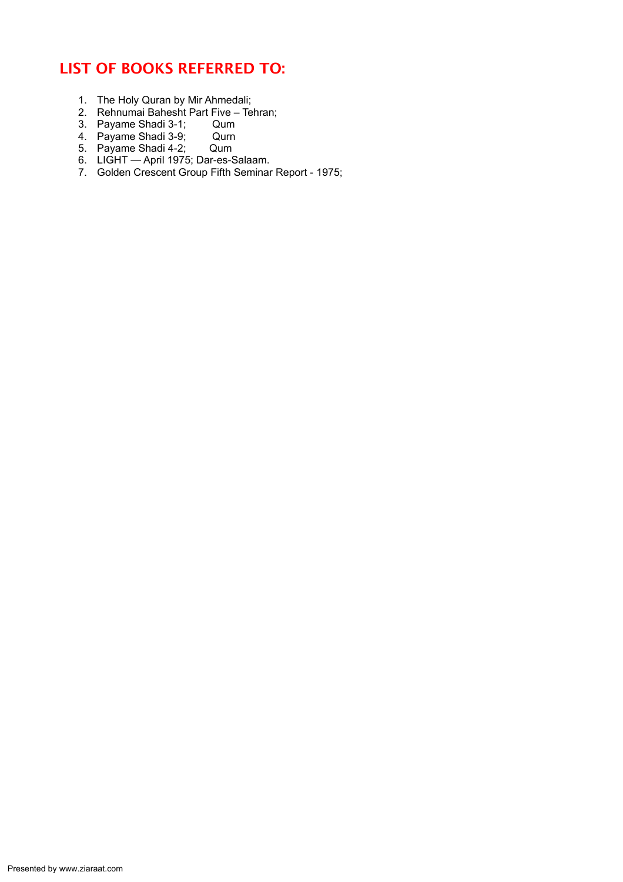## LIST OF BOOKS REFERRED TO:

1. The Holy Quran by Mir Ahmedali;
2. Rehnumai Bahesht Part Five – Tehran;
3. Payame Shadi 3-1; Qum
4. Payame Shadi 3-9; Qurn
5. Payame Shadi 4-2; Qum
6. LIGHT — April 1975; Dar-es-Salaam.
7. Golden Crescent Group Fifth Seminar Report - 1975;